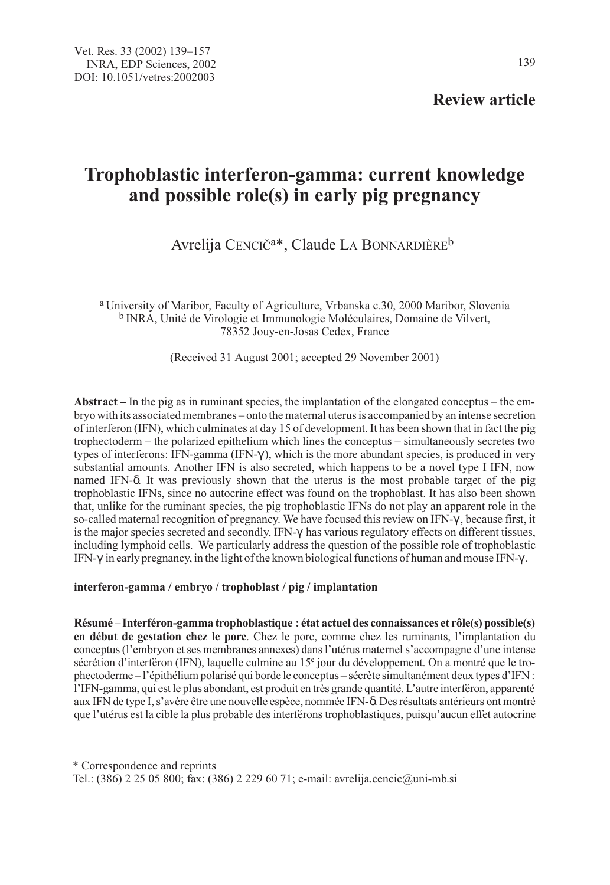Vet. Res. 33 (2002) 139–157
INRA, EDP Sciences, 2002
DOI: 10.1051/vetres:2002003

**Review article**

# Trophoblastic interferon-gamma: current knowledge and possible role(s) in early pig pregnancy

Avrelija CENCIČ[a]*, Claude LA BONNARDIÈRE[b]

[a] University of Maribor, Faculty of Agriculture, Vrbanska c.30, 2000 Maribor, Slovenia
[b] INRA, Unité de Virologie et Immunologie Moléculaires, Domaine de Vilvert, 78352 Jouy-en-Josas Cedex, France

(Received 31 August 2001; accepted 29 November 2001)

**Abstract** – In the pig as in ruminant species, the implantation of the elongated conceptus – the embryo with its associated membranes – onto the maternal uterus is accompanied by an intense secretion of interferon (IFN), which culminates at day 15 of development. It has been shown that in fact the pig trophectoderm – the polarized epithelium which lines the conceptus – simultaneously secretes two types of interferons: IFN-gamma (IFN-γ), which is the more abundant species, is produced in very substantial amounts. Another IFN is also secreted, which happens to be a novel type I IFN, now named IFN-δ. It was previously shown that the uterus is the most probable target of the pig trophoblastic IFNs, since no autocrine effect was found on the trophoblast. It has also been shown that, unlike for the ruminant species, the pig trophoblastic IFNs do not play an apparent role in the so-called maternal recognition of pregnancy. We have focused this review on IFN-γ, because first, it is the major species secreted and secondly, IFN-γ has various regulatory effects on different tissues, including lymphoid cells. We particularly address the question of the possible role of trophoblastic IFN-γ in early pregnancy, in the light of the known biological functions of human and mouse IFN-γ.

**interferon-gamma / embryo / trophoblast / pig / implantation**

**Résumé – Interféron-gamma trophoblastique : état actuel des connaissances et rôle(s) possible(s) en début de gestation chez le porc**. Chez le porc, comme chez les ruminants, l'implantation du conceptus (l'embryon et ses membranes annexes) dans l'utérus maternel s'accompagne d'une intense sécrétion d'interféron (IFN), laquelle culmine au 15[e] jour du développement. On a montré que le trophectoderme – l'épithélium polarisé qui borde le conceptus – sécrète simultanément deux types d'IFN : l'IFN-gamma, qui est le plus abondant, est produit en très grande quantité. L'autre interféron, apparenté aux IFN de type I, s'avère être une nouvelle espèce, nommée IFN-δ. Des résultats antérieurs ont montré que l'utérus est la cible la plus probable des interférons trophoblastiques, puisqu'aucun effet autocrine

\* Correspondence and reprints
Tel.: (386) 2 25 05 800; fax: (386) 2 229 60 71; e-mail: avrelija.cencic@uni-mb.si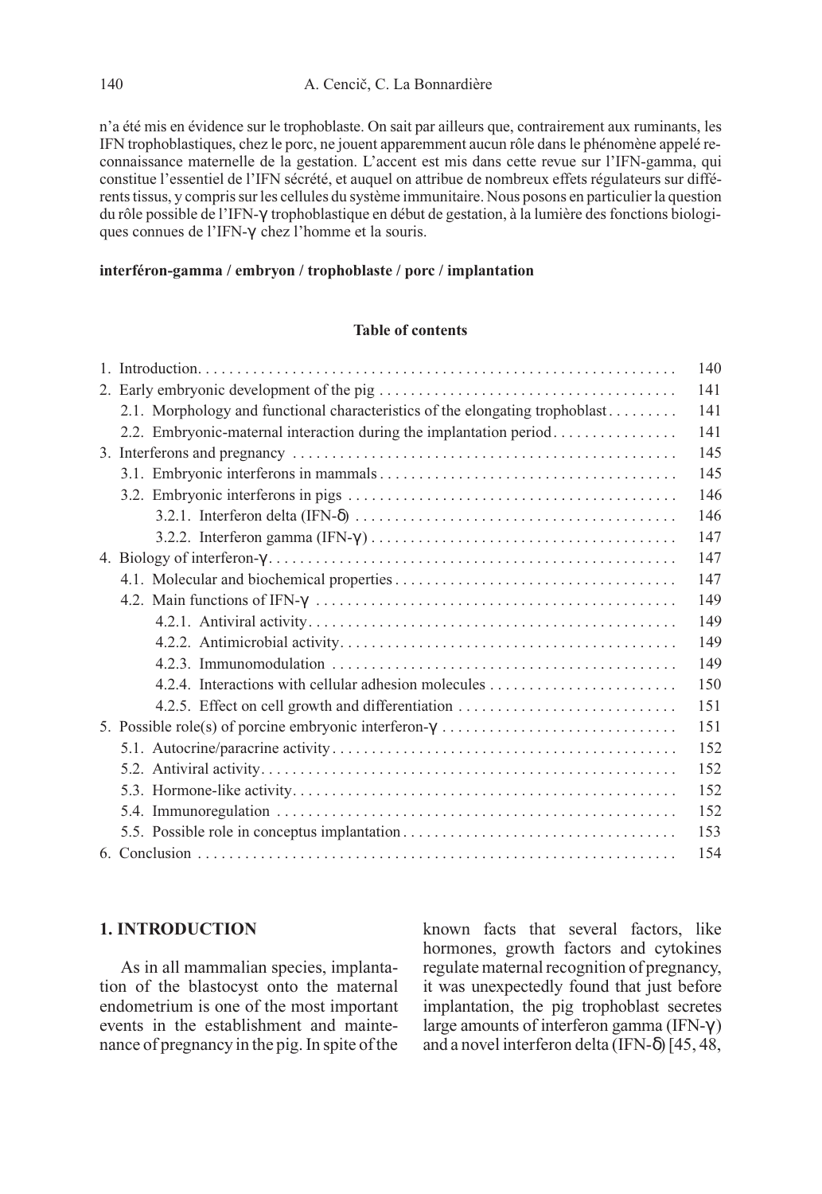n'a été mis en évidence sur le trophoblaste. On sait par ailleurs que, contrairement aux ruminants, les IFN trophoblastiques, chez le porc, ne jouent apparemment aucun rôle dans le phénomène appelé reconnaissance maternelle de la gestation. L'accent est mis dans cette revue sur l'IFN-gamma, qui constitue l'essentiel de l'IFN sécrété, et auquel on attribue de nombreux effets régulateurs sur différents tissus, y compris sur les cellules du système immunitaire. Nous posons en particulier la question du rôle possible de l'IFN-γ trophoblastique en début de gestation, à la lumière des fonctions biologiques connues de l'IFN-γ chez l'homme et la souris.

**interféron-gamma / embryon / trophoblaste / porc / implantation**

**Table of contents**

| | |
|---|---|
| 1. Introduction | 140 |
| 2. Early embryonic development of the pig | 141 |
| 2.1. Morphology and functional characteristics of the elongating trophoblast | 141 |
| 2.2. Embryonic-maternal interaction during the implantation period | 141 |
| 3. Interferons and pregnancy | 145 |
| 3.1. Embryonic interferons in mammals | 145 |
| 3.2. Embryonic interferons in pigs | 146 |
| 3.2.1. Interferon delta (IFN-δ) | 146 |
| 3.2.2. Interferon gamma (IFN-γ) | 147 |
| 4. Biology of interferon-γ | 147 |
| 4.1. Molecular and biochemical properties | 147 |
| 4.2. Main functions of IFN-γ | 149 |
| 4.2.1. Antiviral activity | 149 |
| 4.2.2. Antimicrobial activity | 149 |
| 4.2.3. Immunomodulation | 149 |
| 4.2.4. Interactions with cellular adhesion molecules | 150 |
| 4.2.5. Effect on cell growth and differentiation | 151 |
| 5. Possible role(s) of porcine embryonic interferon-γ | 151 |
| 5.1. Autocrine/paracrine activity | 152 |
| 5.2. Antiviral activity | 152 |
| 5.3. Hormone-like activity | 152 |
| 5.4. Immunoregulation | 152 |
| 5.5. Possible role in conceptus implantation | 153 |
| 6. Conclusion | 154 |

## 1. INTRODUCTION

As in all mammalian species, implantation of the blastocyst onto the maternal endometrium is one of the most important events in the establishment and maintenance of pregnancy in the pig. In spite of the known facts that several factors, like hormones, growth factors and cytokines regulate maternal recognition of pregnancy, it was unexpectedly found that just before implantation, the pig trophoblast secretes large amounts of interferon gamma (IFN-γ) and a novel interferon delta (IFN-δ) [45, 48,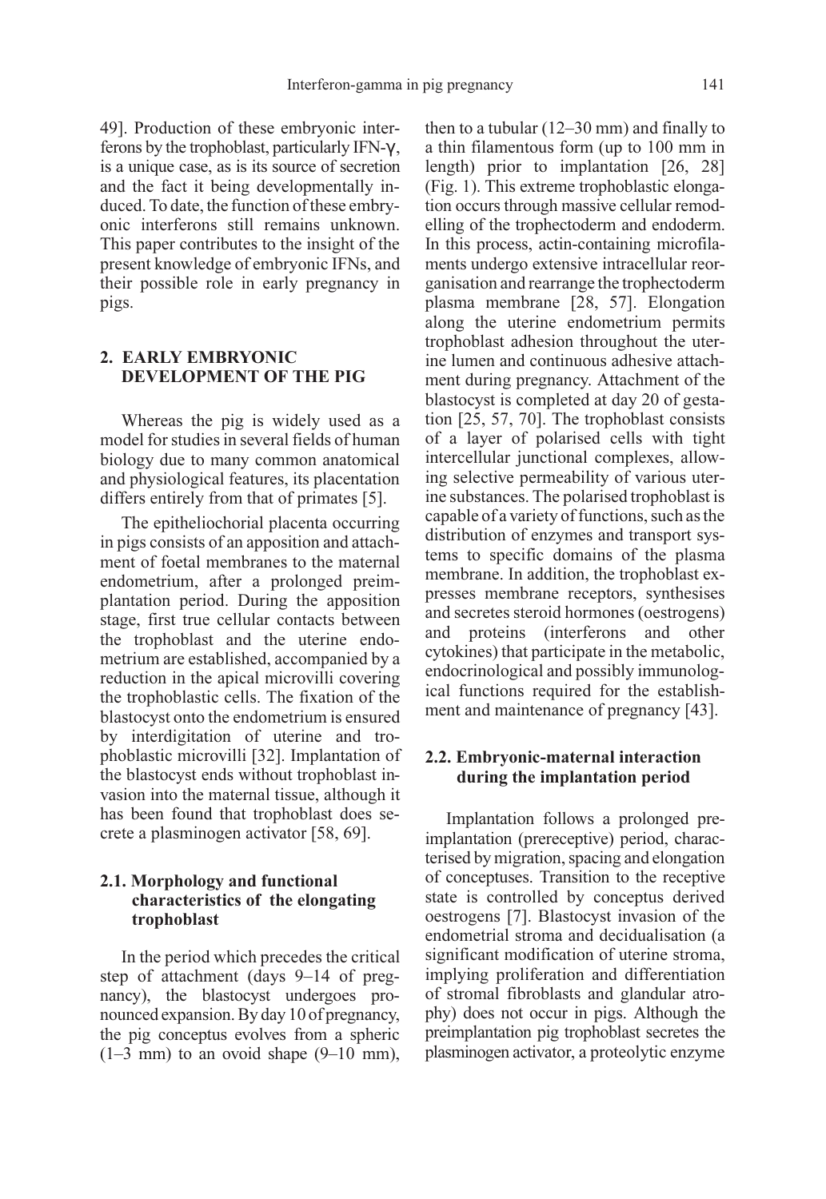49]. Production of these embryonic interferons by the trophoblast, particularly IFN-γ, is a unique case, as is its source of secretion and the fact it being developmentally induced. To date, the function of these embryonic interferons still remains unknown. This paper contributes to the insight of the present knowledge of embryonic IFNs, and their possible role in early pregnancy in pigs.

## 2. EARLY EMBRYONIC DEVELOPMENT OF THE PIG

Whereas the pig is widely used as a model for studies in several fields of human biology due to many common anatomical and physiological features, its placentation differs entirely from that of primates [5].

The epitheliochorial placenta occurring in pigs consists of an apposition and attachment of foetal membranes to the maternal endometrium, after a prolonged preimplantation period. During the apposition stage, first true cellular contacts between the trophoblast and the uterine endometrium are established, accompanied by a reduction in the apical microvilli covering the trophoblastic cells. The fixation of the blastocyst onto the endometrium is ensured by interdigitation of uterine and trophoblastic microvilli [32]. Implantation of the blastocyst ends without trophoblast invasion into the maternal tissue, although it has been found that trophoblast does secrete a plasminogen activator [58, 69].

### 2.1. Morphology and functional characteristics of the elongating trophoblast

In the period which precedes the critical step of attachment (days 9–14 of pregnancy), the blastocyst undergoes pronounced expansion. By day 10 of pregnancy, the pig conceptus evolves from a spheric (1–3 mm) to an ovoid shape (9–10 mm), then to a tubular (12–30 mm) and finally to a thin filamentous form (up to 100 mm in length) prior to implantation [26, 28] (Fig. 1). This extreme trophoblastic elongation occurs through massive cellular remodelling of the trophectoderm and endoderm. In this process, actin-containing microfilaments undergo extensive intracellular reorganisation and rearrange the trophectoderm plasma membrane [28, 57]. Elongation along the uterine endometrium permits trophoblast adhesion throughout the uterine lumen and continuous adhesive attachment during pregnancy. Attachment of the blastocyst is completed at day 20 of gestation [25, 57, 70]. The trophoblast consists of a layer of polarised cells with tight intercellular junctional complexes, allowing selective permeability of various uterine substances. The polarised trophoblast is capable of a variety of functions, such as the distribution of enzymes and transport systems to specific domains of the plasma membrane. In addition, the trophoblast expresses membrane receptors, synthesises and secretes steroid hormones (oestrogens) and proteins (interferons and other cytokines) that participate in the metabolic, endocrinological and possibly immunological functions required for the establishment and maintenance of pregnancy [43].

### 2.2. Embryonic-maternal interaction during the implantation period

Implantation follows a prolonged preimplantation (prereceptive) period, characterised by migration, spacing and elongation of conceptuses. Transition to the receptive state is controlled by conceptus derived oestrogens [7]. Blastocyst invasion of the endometrial stroma and decidualisation (a significant modification of uterine stroma, implying proliferation and differentiation of stromal fibroblasts and glandular atrophy) does not occur in pigs. Although the preimplantation pig trophoblast secretes the plasminogen activator, a proteolytic enzyme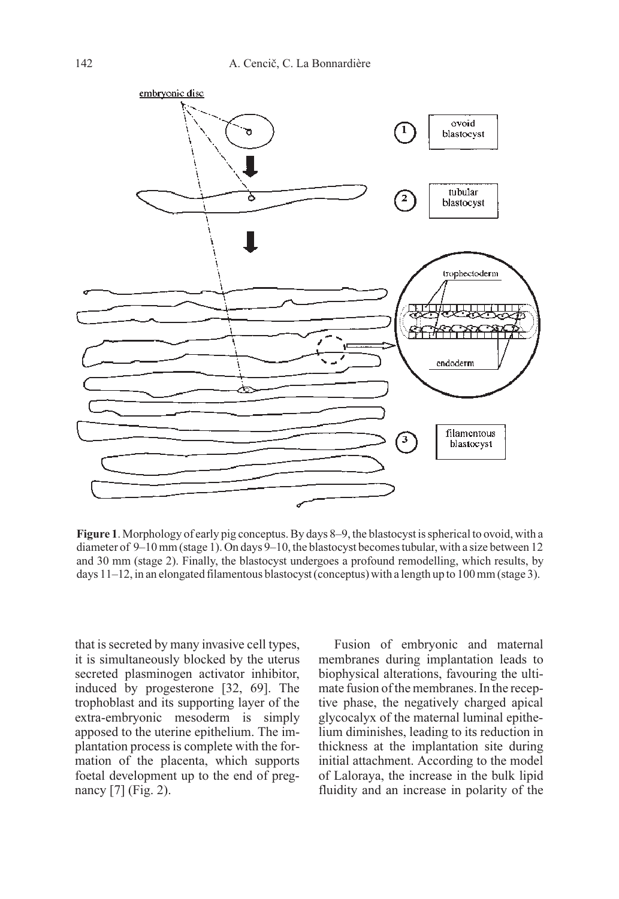**Figure 1**. Morphology of early pig conceptus. By days 8–9, the blastocyst is spherical to ovoid, with a diameter of 9–10 mm (stage 1). On days 9–10, the blastocyst becomes tubular, with a size between 12 and 30 mm (stage 2). Finally, the blastocyst undergoes a profound remodelling, which results, by days 11–12, in an elongated filamentous blastocyst (conceptus) with a length up to 100 mm (stage 3).

that is secreted by many invasive cell types, it is simultaneously blocked by the uterus secreted plasminogen activator inhibitor, induced by progesterone [32, 69]. The trophoblast and its supporting layer of the extra-embryonic mesoderm is simply apposed to the uterine epithelium. The implantation process is complete with the formation of the placenta, which supports foetal development up to the end of pregnancy [7] (Fig. 2).

Fusion of embryonic and maternal membranes during implantation leads to biophysical alterations, favouring the ultimate fusion of the membranes. In the receptive phase, the negatively charged apical glycocalyx of the maternal luminal epithelium diminishes, leading to its reduction in thickness at the implantation site during initial attachment. According to the model of Laloraya, the increase in the bulk lipid fluidity and an increase in polarity of the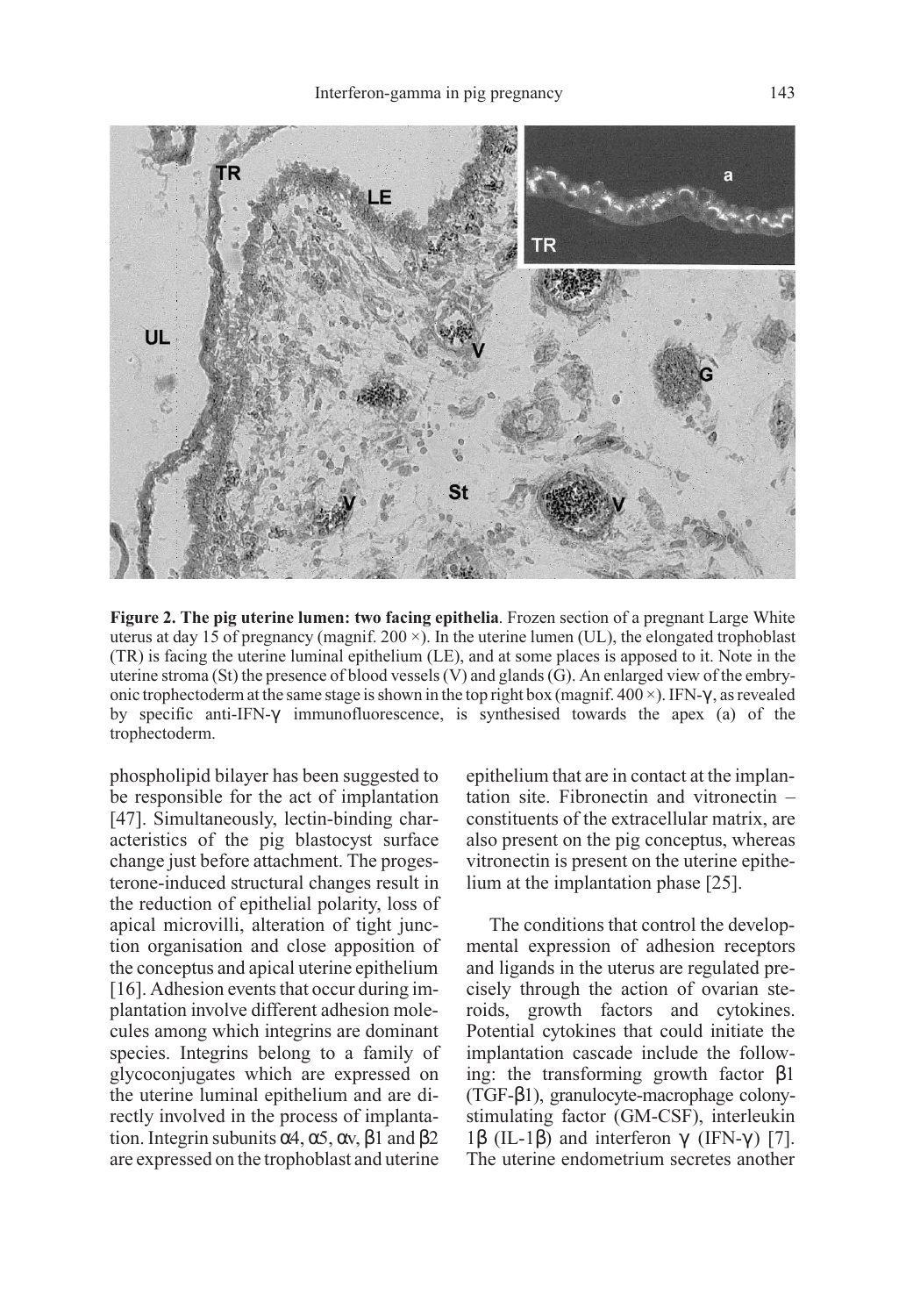**Figure 2. The pig uterine lumen: two facing epithelia**. Frozen section of a pregnant Large White uterus at day 15 of pregnancy (magnif. 200 ×). In the uterine lumen (UL), the elongated trophoblast (TR) is facing the uterine luminal epithelium (LE), and at some places is apposed to it. Note in the uterine stroma (St) the presence of blood vessels (V) and glands (G). An enlarged view of the embryonic trophectoderm at the same stage is shown in the top right box (magnif. 400 ×). IFN-γ, as revealed by specific anti-IFN-γ immunofluorescence, is synthesised towards the apex (a) of the trophectoderm.

phospholipid bilayer has been suggested to be responsible for the act of implantation [47]. Simultaneously, lectin-binding characteristics of the pig blastocyst surface change just before attachment. The progesterone-induced structural changes result in the reduction of epithelial polarity, loss of apical microvilli, alteration of tight junction organisation and close apposition of the conceptus and apical uterine epithelium [16]. Adhesion events that occur during implantation involve different adhesion molecules among which integrins are dominant species. Integrins belong to a family of glycoconjugates which are expressed on the uterine luminal epithelium and are directly involved in the process of implantation. Integrin subunits α4, α5, αv, β1 and β2 are expressed on the trophoblast and uterine epithelium that are in contact at the implantation site. Fibronectin and vitronectin – constituents of the extracellular matrix, are also present on the pig conceptus, whereas vitronectin is present on the uterine epithelium at the implantation phase [25].

The conditions that control the developmental expression of adhesion receptors and ligands in the uterus are regulated precisely through the action of ovarian steroids, growth factors and cytokines. Potential cytokines that could initiate the implantation cascade include the following: the transforming growth factor β1 (TGF-β1), granulocyte-macrophage colony-stimulating factor (GM-CSF), interleukin 1β (IL-1β) and interferon γ (IFN-γ) [7]. The uterine endometrium secretes another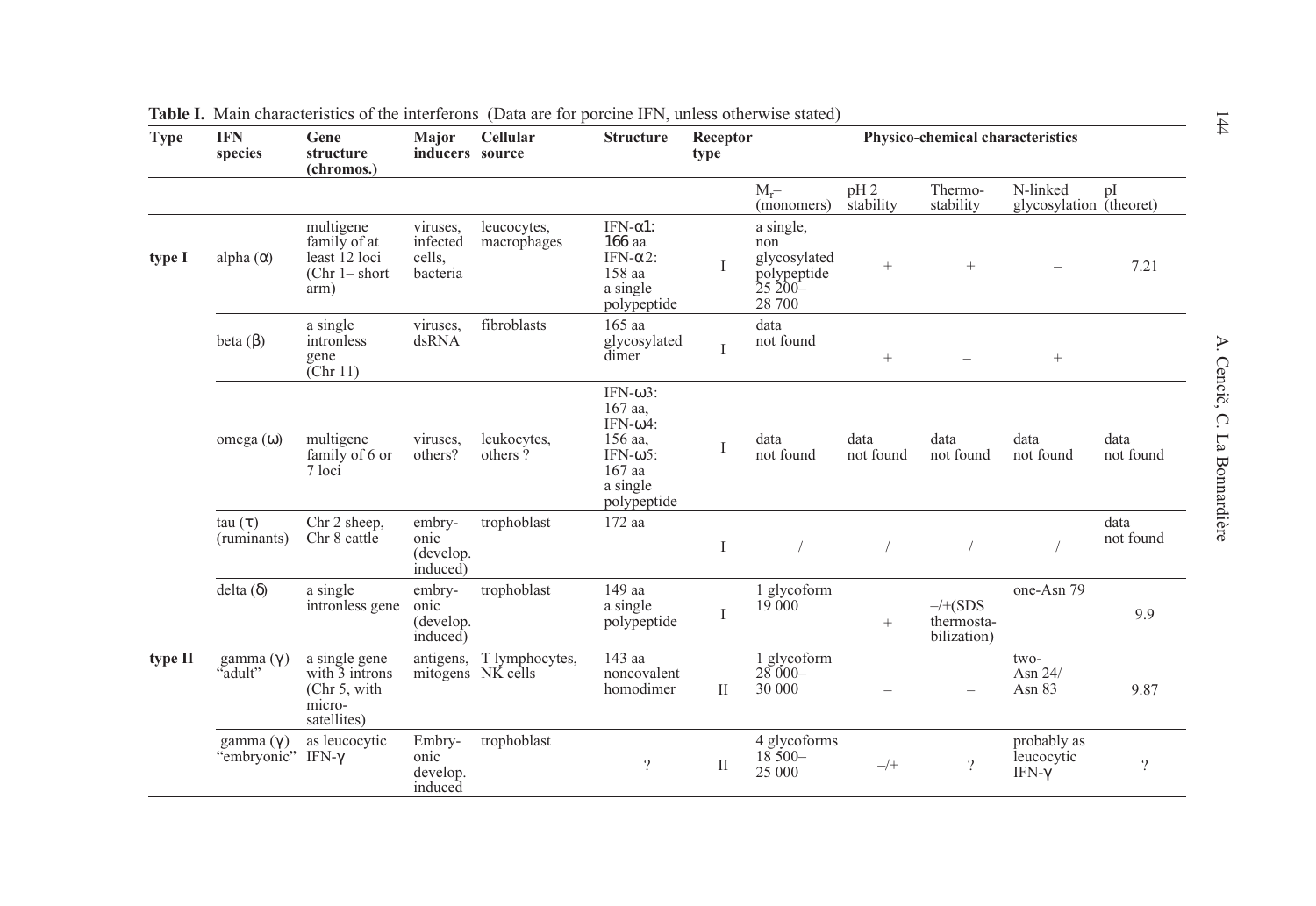**Table I.** Main characteristics of the interferons (Data are for porcine IFN, unless otherwise stated)

| Type | IFN species | Gene structure (chromos.) | Major inducers | Cellular source | Structure | Receptor type | Physico-chemical characteristics | | | | |
|---|---|---|---|---|---|---|---|---|---|---|---|
| | | | | | | | $M_r$– (monomers) | pH 2 stability | Thermo-stability | N-linked glycosylation | pI (theoret) |
| type I | alpha (α) | multigene family of at least 12 loci (Chr 1– short arm) | viruses, infected cells, bacteria | leucocytes, macrophages | IFN-α1: 166 aa IFN-α2: 158 aa a single polypeptide | I | a single, non glycosylated polypeptide 25 200–28 700 | + | + | – | 7.21 |
| | beta (β) | a single intronless gene (Chr 11) | viruses, dsRNA | fibroblasts | 165 aa glycosylated dimer | I | data not found | + | – | + | |
| | omega (ω) | multigene family of 6 or 7 loci | viruses, others? | leukocytes, others ? | IFN-ω3: 167 aa, IFN-ω4: 156 aa, IFN-ω5: 167 aa a single polypeptide | I | data not found | data not found | data not found | data not found | data not found |
| | tau (τ) (ruminants) | Chr 2 sheep, Chr 8 cattle | embryonic (develop. induced) | trophoblast | 172 aa | I | / | / | / | / | data not found |
| | delta (δ) | a single intronless gene | embryonic (develop. induced) | trophoblast | 149 aa a single polypeptide | I | 1 glycoform 19 000 | + | –/+(SDS thermosta-bilization) | one-Asn 79 | 9.9 |
| type II | gamma (γ) "adult" | a single gene with 3 introns (Chr 5, with micro-satellites) | antigens, mitogens | T lymphocytes, NK cells | 143 aa noncovalent homodimer | II | 1 glycoform 28 000–30 000 | – | – | two-Asn 24/ Asn 83 | 9.87 |
| | gamma (γ) "embryonic" | as leucocytic IFN-γ | Embryonic develop. induced | trophoblast | ? | II | 4 glycoforms 18 500–25 000 | –/+ | ? | probably as leucocytic IFN-γ | ? |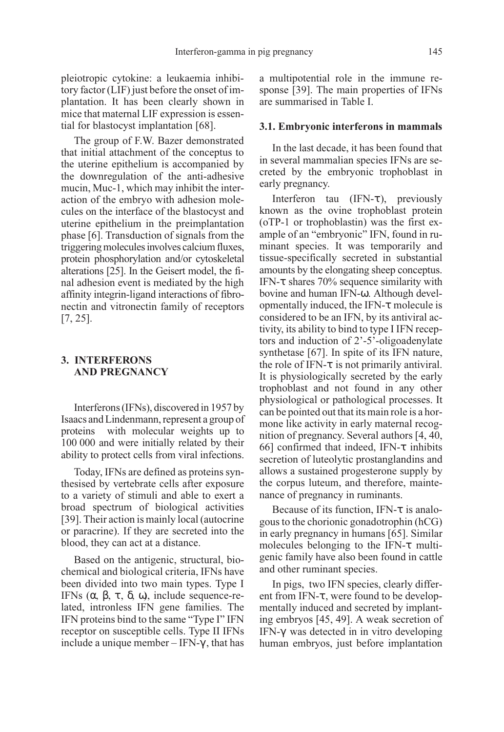pleiotropic cytokine: a leukaemia inhibitory factor (LIF) just before the onset of implantation. It has been clearly shown in mice that maternal LIF expression is essential for blastocyst implantation [68].

The group of F.W. Bazer demonstrated that initial attachment of the conceptus to the uterine epithelium is accompanied by the downregulation of the anti-adhesive mucin, Muc-1, which may inhibit the interaction of the embryo with adhesion molecules on the interface of the blastocyst and uterine epithelium in the preimplantation phase [6]. Transduction of signals from the triggering molecules involves calcium fluxes, protein phosphorylation and/or cytoskeletal alterations [25]. In the Geisert model, the final adhesion event is mediated by the high affinity integrin-ligand interactions of fibronectin and vitronectin family of receptors [7, 25].

## 3. INTERFERONS AND PREGNANCY

Interferons (IFNs), discovered in 1957 by Isaacs and Lindenmann, represent a group of proteins with molecular weights up to 100 000 and were initially related by their ability to protect cells from viral infections.

Today, IFNs are defined as proteins synthesised by vertebrate cells after exposure to a variety of stimuli and able to exert a broad spectrum of biological activities [39]. Their action is mainly local (autocrine or paracrine). If they are secreted into the blood, they can act at a distance.

Based on the antigenic, structural, biochemical and biological criteria, IFNs have been divided into two main types. Type I IFNs (α, β, τ, δ, ω), include sequence-related, intronless IFN gene families. The IFN proteins bind to the same "Type I" IFN receptor on susceptible cells. Type II IFNs include a unique member – IFN-γ, that has a multipotential role in the immune response [39]. The main properties of IFNs are summarised in Table I.

### 3.1. Embryonic interferons in mammals

In the last decade, it has been found that in several mammalian species IFNs are secreted by the embryonic trophoblast in early pregnancy.

Interferon tau (IFN-τ), previously known as the ovine trophoblast protein (oTP-1 or trophoblastin) was the first example of an "embryonic" IFN, found in ruminant species. It was temporarily and tissue-specifically secreted in substantial amounts by the elongating sheep conceptus. IFN-τ shares 70% sequence similarity with bovine and human IFN-ω. Although developmentally induced, the IFN-τ molecule is considered to be an IFN, by its antiviral activity, its ability to bind to type I IFN receptors and induction of 2'-5'-oligoadenylate synthetase [67]. In spite of its IFN nature, the role of IFN-τ is not primarily antiviral. It is physiologically secreted by the early trophoblast and not found in any other physiological or pathological processes. It can be pointed out that its main role is a hormone like activity in early maternal recognition of pregnancy. Several authors [4, 40, 66] confirmed that indeed, IFN-τ inhibits secretion of luteolytic prostanglandins and allows a sustained progesterone supply by the corpus luteum, and therefore, maintenance of pregnancy in ruminants.

Because of its function, IFN-τ is analogous to the chorionic gonadotrophin (hCG) in early pregnancy in humans [65]. Similar molecules belonging to the IFN-τ multigenic family have also been found in cattle and other ruminant species.

In pigs, two IFN species, clearly different from IFN-τ, were found to be developmentally induced and secreted by implanting embryos [45, 49]. A weak secretion of IFN-γ was detected in in vitro developing human embryos, just before implantation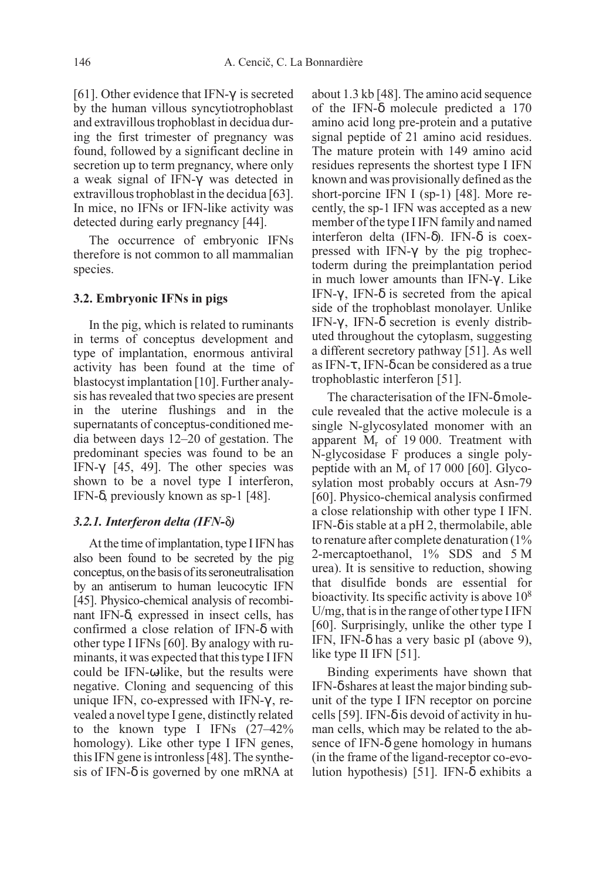[61]. Other evidence that IFN-γ is secreted by the human villous syncytiotrophoblast and extravillous trophoblast in decidua during the first trimester of pregnancy was found, followed by a significant decline in secretion up to term pregnancy, where only a weak signal of IFN-γ was detected in extravillous trophoblast in the decidua [63]. In mice, no IFNs or IFN-like activity was detected during early pregnancy [44].

The occurrence of embryonic IFNs therefore is not common to all mammalian species.

### 3.2. Embryonic IFNs in pigs

In the pig, which is related to ruminants in terms of conceptus development and type of implantation, enormous antiviral activity has been found at the time of blastocyst implantation [10]. Further analysis has revealed that two species are present in the uterine flushings and in the supernatants of conceptus-conditioned media between days 12–20 of gestation. The predominant species was found to be an IFN-γ [45, 49]. The other species was shown to be a novel type I interferon, IFN-δ, previously known as sp-1 [48].

#### *3.2.1. Interferon delta (IFN-δ)*

At the time of implantation, type I IFN has also been found to be secreted by the pig conceptus, on the basis of its seroneutralisation by an antiserum to human leucocytic IFN [45]. Physico-chemical analysis of recombinant IFN-δ, expressed in insect cells, has confirmed a close relation of IFN-δ with other type I IFNs [60]. By analogy with ruminants, it was expected that this type I IFN could be IFN-ω like, but the results were negative. Cloning and sequencing of this unique IFN, co-expressed with IFN-γ, revealed a novel type I gene, distinctly related to the known type I IFNs (27–42% homology). Like other type I IFN genes, this IFN gene is intronless [48]. The synthesis of IFN-δ is governed by one mRNA at about 1.3 kb [48]. The amino acid sequence of the IFN-δ molecule predicted a 170 amino acid long pre-protein and a putative signal peptide of 21 amino acid residues. The mature protein with 149 amino acid residues represents the shortest type I IFN known and was provisionally defined as the short-porcine IFN I (sp-1) [48]. More recently, the sp-1 IFN was accepted as a new member of the type I IFN family and named interferon delta (IFN-δ). IFN-δ is coexpressed with IFN-γ by the pig trophectoderm during the preimplantation period in much lower amounts than IFN-γ. Like IFN-γ, IFN-δ is secreted from the apical side of the trophoblast monolayer. Unlike IFN-γ, IFN-δ secretion is evenly distributed throughout the cytoplasm, suggesting a different secretory pathway [51]. As well as IFN-τ, IFN-δ can be considered as a true trophoblastic interferon [51].

The characterisation of the IFN-δ molecule revealed that the active molecule is a single N-glycosylated monomer with an apparent $M_r$ of 19 000. Treatment with N-glycosidase F produces a single polypeptide with an $M_r$ of 17 000 [60]. Glycosylation most probably occurs at Asn-79 [60]. Physico-chemical analysis confirmed a close relationship with other type I IFN. IFN-δ is stable at a pH 2, thermolabile, able to renature after complete denaturation (1% 2-mercaptoethanol, 1% SDS and 5 M urea). It is sensitive to reduction, showing that disulfide bonds are essential for bioactivity. Its specific activity is above $10^8$ U/mg, that is in the range of other type I IFN [60]. Surprisingly, unlike the other type I IFN, IFN-δ has a very basic pI (above 9), like type II IFN [51].

Binding experiments have shown that IFN-δ shares at least the major binding subunit of the type I IFN receptor on porcine cells [59]. IFN-δ is devoid of activity in human cells, which may be related to the absence of IFN-δ gene homology in humans (in the frame of the ligand-receptor co-evolution hypothesis) [51]. IFN-δ exhibits a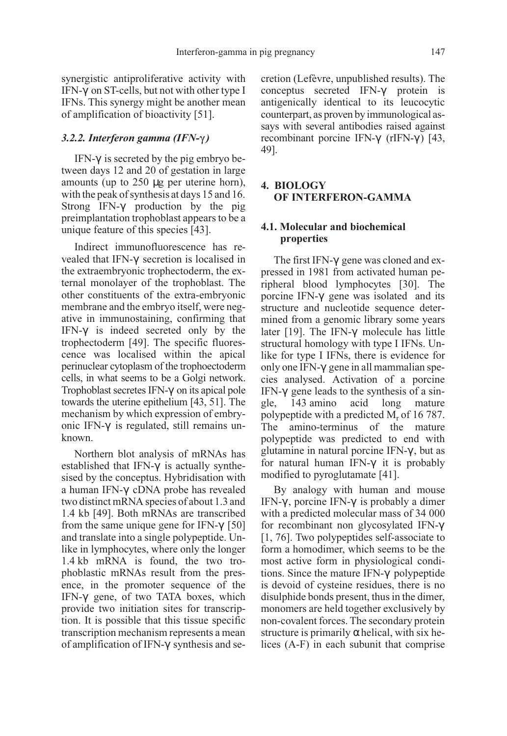synergistic antiproliferative activity with IFN-γ on ST-cells, but not with other type I IFNs. This synergy might be another mean of amplification of bioactivity [51].

### *3.2.2. Interferon gamma (IFN-γ)*

IFN-γ is secreted by the pig embryo between days 12 and 20 of gestation in large amounts (up to 250 μg per uterine horn), with the peak of synthesis at days 15 and 16. Strong IFN-γ production by the pig preimplantation trophoblast appears to be a unique feature of this species [43].

Indirect immunofluorescence has revealed that IFN-γ secretion is localised in the extraembryonic trophectoderm, the external monolayer of the trophoblast. The other constituents of the extra-embryonic membrane and the embryo itself, were negative in immunostaining, confirming that IFN-γ is indeed secreted only by the trophectoderm [49]. The specific fluorescence was localised within the apical perinuclear cytoplasm of the trophoectoderm cells, in what seems to be a Golgi network. Trophoblast secretes IFN-γ on its apical pole towards the uterine epithelium [43, 51]. The mechanism by which expression of embryonic IFN-γ is regulated, still remains unknown.

Northern blot analysis of mRNAs has established that IFN-γ is actually synthesised by the conceptus. Hybridisation with a human IFN-γ cDNA probe has revealed two distinct mRNA species of about 1.3 and 1.4 kb [49]. Both mRNAs are transcribed from the same unique gene for IFN-γ [50] and translate into a single polypeptide. Unlike in lymphocytes, where only the longer 1.4 kb mRNA is found, the two trophoblastic mRNAs result from the presence, in the promoter sequence of the IFN-γ gene, of two TATA boxes, which provide two initiation sites for transcription. It is possible that this tissue specific transcription mechanism represents a mean of amplification of IFN-γ synthesis and secretion (Lefèvre, unpublished results). The conceptus secreted IFN-γ protein is antigenically identical to its leucocytic counterpart, as proven by immunological assays with several antibodies raised against recombinant porcine IFN-γ (rIFN-γ) [43, 49].

## 4. BIOLOGY OF INTERFERON-GAMMA

### 4.1. Molecular and biochemical properties

The first IFN-γ gene was cloned and expressed in 1981 from activated human peripheral blood lymphocytes [30]. The porcine IFN-γ gene was isolated and its structure and nucleotide sequence determined from a genomic library some years later [19]. The IFN-γ molecule has little structural homology with type I IFNs. Unlike for type I IFNs, there is evidence for only one IFN-γ gene in all mammalian species analysed. Activation of a porcine IFN-γ gene leads to the synthesis of a single, 143 amino acid long mature polypeptide with a predicted $M_r$ of 16 787. The amino-terminus of the mature polypeptide was predicted to end with glutamine in natural porcine IFN-γ, but as for natural human IFN-γ it is probably modified to pyroglutamate [41].

By analogy with human and mouse IFN-γ, porcine IFN-γ is probably a dimer with a predicted molecular mass of 34 000 for recombinant non glycosylated IFN-γ [1, 76]. Two polypeptides self-associate to form a homodimer, which seems to be the most active form in physiological conditions. Since the mature IFN-γ polypeptide is devoid of cysteine residues, there is no disulphide bonds present, thus in the dimer, monomers are held together exclusively by non-covalent forces. The secondary protein structure is primarily α helical, with six helices (A-F) in each subunit that comprise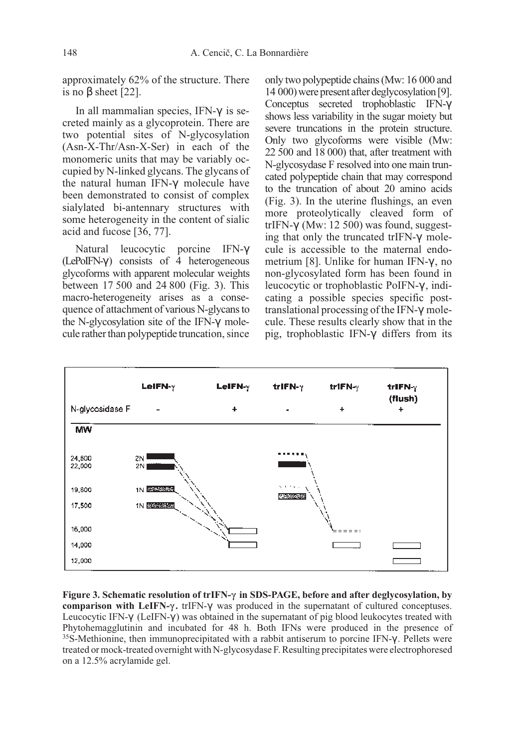approximately 62% of the structure. There is no β sheet [22].

In all mammalian species, IFN-γ is secreted mainly as a glycoprotein. There are two potential sites of N-glycosylation (Asn-X-Thr/Asn-X-Ser) in each of the monomeric units that may be variably occupied by N-linked glycans. The glycans of the natural human IFN-γ molecule have been demonstrated to consist of complex sialylated bi-antennary structures with some heterogeneity in the content of sialic acid and fucose [36, 77].

Natural leucocytic porcine IFN-γ (LePoIFN-γ) consists of 4 heterogeneous glycoforms with apparent molecular weights between 17 500 and 24 800 (Fig. 3). This macro-heterogeneity arises as a consequence of attachment of various N-glycans to the N-glycosylation site of the IFN-γ molecule rather than polypeptide truncation, since only two polypeptide chains (Mw: 16 000 and 14 000) were present after deglycosylation [9]. Conceptus secreted trophoblastic IFN-γ shows less variability in the sugar moiety but severe truncations in the protein structure. Only two glycoforms were visible (Mw: 22 500 and 18 000) that, after treatment with N-glycosydase F resolved into one main truncated polypeptide chain that may correspond to the truncation of about 20 amino acids (Fig. 3). In the uterine flushings, an even more proteolytically cleaved form of trIFN-γ (Mw: 12 500) was found, suggesting that only the truncated trIFN-γ molecule is accessible to the maternal endometrium [8]. Unlike for human IFN-γ, no non-glycosylated form has been found in leucocytic or trophoblastic PoIFN-γ, indicating a possible species specific post-translational processing of the IFN-γ molecule. These results clearly show that in the pig, trophoblastic IFN-γ differs from its

| | LeIFN-γ | LeIFN-γ | trIFN-γ | trIFN-γ | trIFN-γ (flush) |
|---|---|---|---|---|---|
| N-glycosidase F | - | + | - | + | + |
| MW | | | | | |
| 24,800 | 2N | | | | |
| 22,000 | 2N | | | | |
| 19,800 | 1N | | | | |
| 17,500 | 1N | | | | |
| 16,000 | | | | | |
| 14,000 | | | | | |
| 12,000 | | | | | |

**Figure 3. Schematic resolution of trIFN-γ in SDS-PAGE, before and after deglycosylation, by comparison with LeIFN-γ.** trIFN-γ was produced in the supernatant of cultured conceptuses. Leucocytic IFN-γ (LeIFN-γ) was obtained in the supernatant of pig blood leukocytes treated with Phytohemagglutinin and incubated for 48 h. Both IFNs were produced in the presence of $^{35}$S-Methionine, then immunoprecipitated with a rabbit antiserum to porcine IFN-γ. Pellets were treated or mock-treated overnight with N-glycosydase F. Resulting precipitates were electrophoresed on a 12.5% acrylamide gel.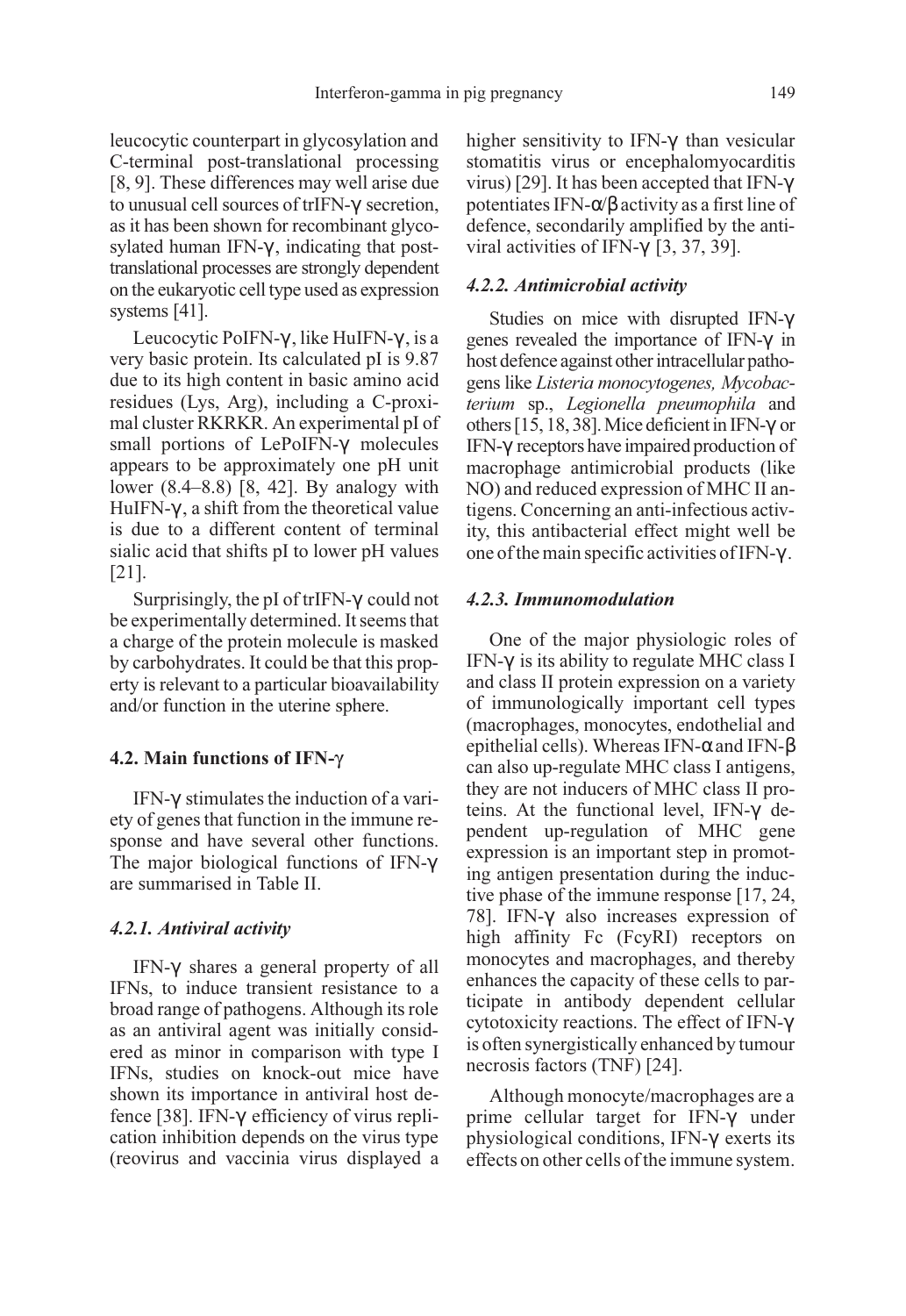leucocytic counterpart in glycosylation and C-terminal post-translational processing [8, 9]. These differences may well arise due to unusual cell sources of trIFN-γ secretion, as it has been shown for recombinant glycosylated human IFN-γ, indicating that post-translational processes are strongly dependent on the eukaryotic cell type used as expression systems [41].

Leucocytic PoIFN-γ, like HuIFN-γ, is a very basic protein. Its calculated pI is 9.87 due to its high content in basic amino acid residues (Lys, Arg), including a C-proximal cluster RKRKR. An experimental pI of small portions of LePoIFN-γ molecules appears to be approximately one pH unit lower (8.4–8.8) [8, 42]. By analogy with HuIFN-γ, a shift from the theoretical value is due to a different content of terminal sialic acid that shifts pI to lower pH values [21].

Surprisingly, the pI of trIFN-γ could not be experimentally determined. It seems that a charge of the protein molecule is masked by carbohydrates. It could be that this property is relevant to a particular bioavailability and/or function in the uterine sphere.

### 4.2. Main functions of IFN-γ

IFN-γ stimulates the induction of a variety of genes that function in the immune response and have several other functions. The major biological functions of IFN-γ are summarised in Table II.

#### *4.2.1. Antiviral activity*

IFN-γ shares a general property of all IFNs, to induce transient resistance to a broad range of pathogens. Although its role as an antiviral agent was initially considered as minor in comparison with type I IFNs, studies on knock-out mice have shown its importance in antiviral host defence [38]. IFN-γ efficiency of virus replication inhibition depends on the virus type (reovirus and vaccinia virus displayed a higher sensitivity to IFN-γ than vesicular stomatitis virus or encephalomyocarditis virus) [29]. It has been accepted that IFN-γ potentiates IFN-α/β activity as a first line of defence, secondarily amplified by the antiviral activities of IFN-γ [3, 37, 39].

#### *4.2.2. Antimicrobial activity*

Studies on mice with disrupted IFN-γ genes revealed the importance of IFN-γ in host defence against other intracellular pathogens like *Listeria monocytogenes, Mycobacterium* sp., *Legionella pneumophila* and others [15, 18, 38]. Mice deficient in IFN-γ or IFN-γ receptors have impaired production of macrophage antimicrobial products (like NO) and reduced expression of MHC II antigens. Concerning an anti-infectious activity, this antibacterial effect might well be one of the main specific activities of IFN-γ.

#### *4.2.3. Immunomodulation*

One of the major physiologic roles of IFN-γ is its ability to regulate MHC class I and class II protein expression on a variety of immunologically important cell types (macrophages, monocytes, endothelial and epithelial cells). Whereas IFN-α and IFN-β can also up-regulate MHC class I antigens, they are not inducers of MHC class II proteins. At the functional level, IFN-γ dependent up-regulation of MHC gene expression is an important step in promoting antigen presentation during the inductive phase of the immune response [17, 24, 78]. IFN-γ also increases expression of high affinity Fc (FcyRI) receptors on monocytes and macrophages, and thereby enhances the capacity of these cells to participate in antibody dependent cellular cytotoxicity reactions. The effect of IFN-γ is often synergistically enhanced by tumour necrosis factors (TNF) [24].

Although monocyte/macrophages are a prime cellular target for IFN-γ under physiological conditions, IFN-γ exerts its effects on other cells of the immune system.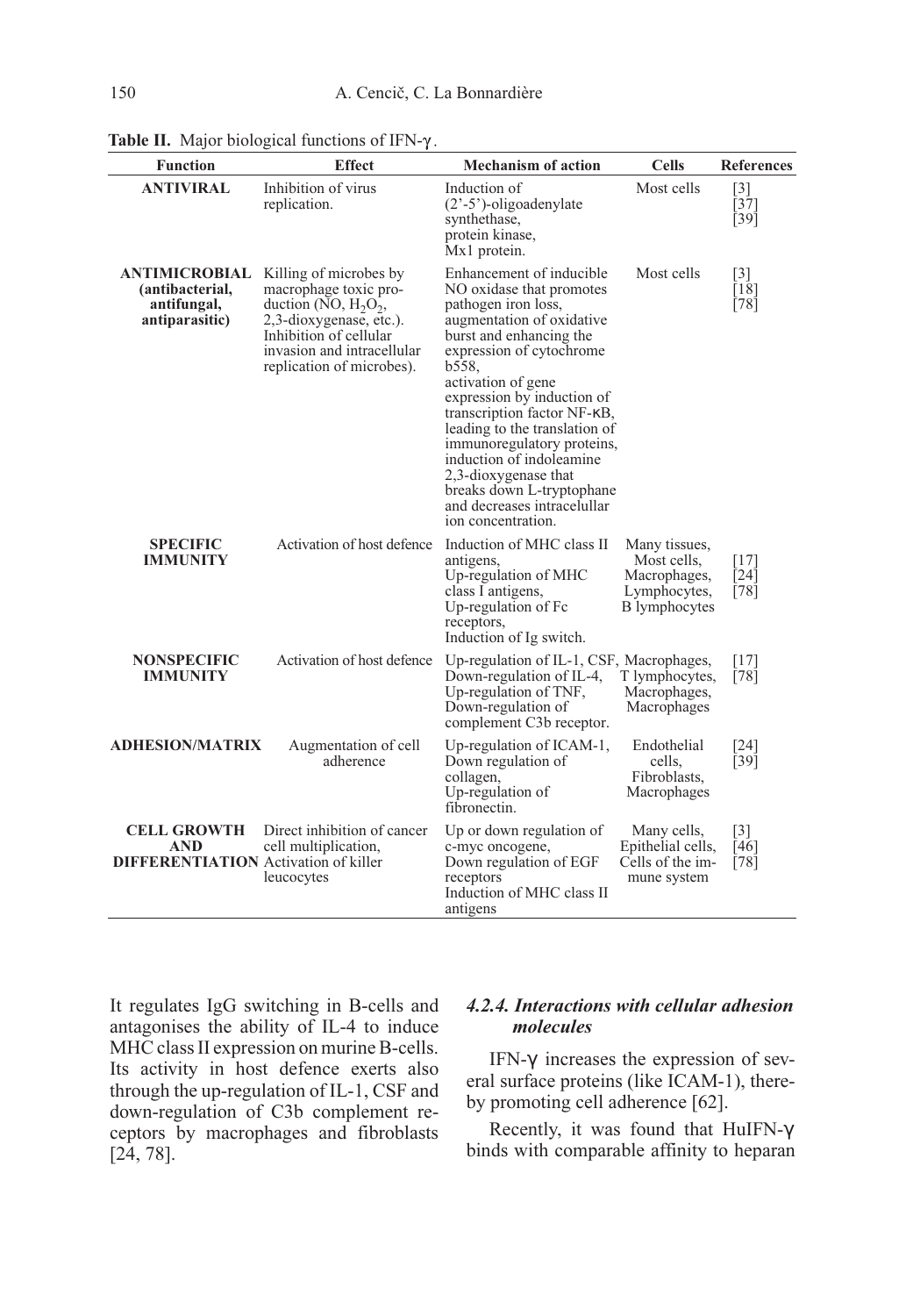**Table II.** Major biological functions of IFN-γ.

| Function | Effect | Mechanism of action | Cells | References |
|---|---|---|---|---|
| **ANTIVIRAL** | Inhibition of virus replication. | Induction of (2'-5')-oligoadenylate synthethase, protein kinase, Mx1 protein. | Most cells | [3] [37] [39] |
| **ANTIMICROBIAL (antibacterial, antifungal, antiparasitic)** | Killing of microbes by macrophage toxic production (NO, $H_2O_2$, 2,3-dioxygenase, etc.). Inhibition of cellular invasion and intracellular replication of microbes). | Enhancement of inducible NO oxidase that promotes pathogen iron loss, augmentation of oxidative burst and enhancing the expression of cytochrome b558, activation of gene expression by induction of transcription factor NF-κB, leading to the translation of immunoregulatory proteins, induction of indoleamine 2,3-dioxygenase that breaks down L-tryptophane and decreases intracelullar ion concentration. | Most cells | [3] [18] [78] |
| **SPECIFIC IMMUNITY** | Activation of host defence | Induction of MHC class II antigens, Up-regulation of MHC class I antigens, Up-regulation of Fc receptors, Induction of Ig switch. | Many tissues, Most cells, Macrophages, Lymphocytes, B lymphocytes | [17] [24] [78] |
| **NONSPECIFIC IMMUNITY** | Activation of host defence | Up-regulation of IL-1, CSF, Down-regulation of IL-4, Up-regulation of TNF, Down-regulation of complement C3b receptor. | Macrophages, T lymphocytes, Macrophages, Macrophages | [17] [78] |
| **ADHESION/MATRIX** | Augmentation of cell adherence | Up-regulation of ICAM-1, Down regulation of collagen, Up-regulation of fibronectin. | Endothelial cells, Fibroblasts, Macrophages | [24] [39] |
| **CELL GROWTH AND DIFFERENTIATION** | Direct inhibition of cancer cell multiplication, Activation of killer leucocytes | Up or down regulation of c-myc oncogene, Down regulation of EGF receptors Induction of MHC class II antigens | Many cells, Epithelial cells, Cells of the immune system | [3] [46] [78] |

It regulates IgG switching in B-cells and antagonises the ability of IL-4 to induce MHC class II expression on murine B-cells. Its activity in host defence exerts also through the up-regulation of IL-1, CSF and down-regulation of C3b complement receptors by macrophages and fibroblasts [24, 78].

#### *4.2.4. Interactions with cellular adhesion molecules*

IFN-γ increases the expression of several surface proteins (like ICAM-1), thereby promoting cell adherence [62].

Recently, it was found that HuIFN-γ binds with comparable affinity to heparan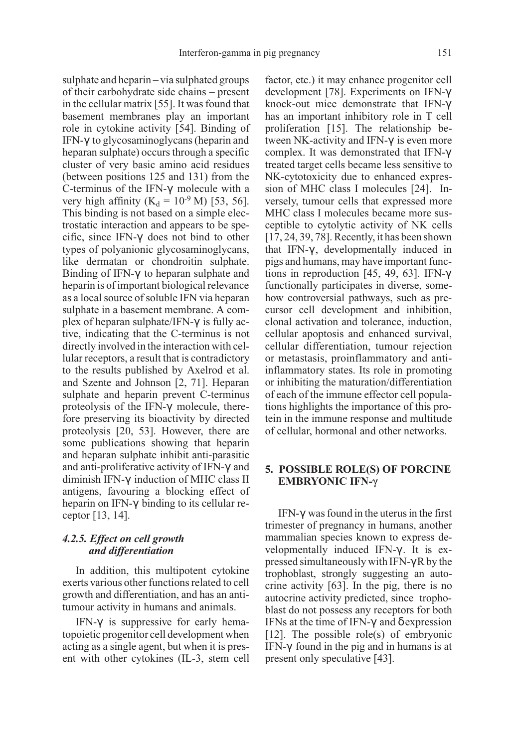sulphate and heparin – via sulphated groups of their carbohydrate side chains – present in the cellular matrix [55]. It was found that basement membranes play an important role in cytokine activity [54]. Binding of IFN-γ to glycosaminoglycans (heparin and heparan sulphate) occurs through a specific cluster of very basic amino acid residues (between positions 125 and 131) from the C-terminus of the IFN-γ molecule with a very high affinity ($K_d = 10^{-9}$ M) [53, 56]. This binding is not based on a simple electrostatic interaction and appears to be specific, since IFN-γ does not bind to other types of polyanionic glycosaminoglycans, like dermatan or chondroitin sulphate. Binding of IFN-γ to heparan sulphate and heparin is of important biological relevance as a local source of soluble IFN via heparan sulphate in a basement membrane. A complex of heparan sulphate/IFN-γ is fully active, indicating that the C-terminus is not directly involved in the interaction with cellular receptors, a result that is contradictory to the results published by Axelrod et al. and Szente and Johnson [2, 71]. Heparan sulphate and heparin prevent C-terminus proteolysis of the IFN-γ molecule, therefore preserving its bioactivity by directed proteolysis [20, 53]. However, there are some publications showing that heparin and heparan sulphate inhibit anti-parasitic and anti-proliferative activity of IFN-γ and diminish IFN-γ induction of MHC class II antigens, favouring a blocking effect of heparin on IFN-γ binding to its cellular receptor [13, 14].

#### *4.2.5. Effect on cell growth and differentiation*

In addition, this multipotent cytokine exerts various other functions related to cell growth and differentiation, and has an anti-tumour activity in humans and animals.

IFN-γ is suppressive for early hematopoietic progenitor cell development when acting as a single agent, but when it is present with other cytokines (IL-3, stem cell factor, etc.) it may enhance progenitor cell development [78]. Experiments on IFN-γ knock-out mice demonstrate that IFN-γ has an important inhibitory role in T cell proliferation [15]. The relationship between NK-activity and IFN-γ is even more complex. It was demonstrated that IFN-γ treated target cells became less sensitive to NK-cytotoxicity due to enhanced expression of MHC class I molecules [24]. Inversely, tumour cells that expressed more MHC class I molecules became more susceptible to cytolytic activity of NK cells [17, 24, 39, 78]. Recently, it has been shown that IFN-γ, developmentally induced in pigs and humans, may have important functions in reproduction [45, 49, 63]. IFN-γ functionally participates in diverse, somehow controversial pathways, such as precursor cell development and inhibition, clonal activation and tolerance, induction, cellular apoptosis and enhanced survival, cellular differentiation, tumour rejection or metastasis, proinflammatory and anti-inflammatory states. Its role in promoting or inhibiting the maturation/differentiation of each of the immune effector cell populations highlights the importance of this protein in the immune response and multitude of cellular, hormonal and other networks.

## 5. POSSIBLE ROLE(S) OF PORCINE EMBRYONIC IFN-γ

IFN-γ was found in the uterus in the first trimester of pregnancy in humans, another mammalian species known to express developmentally induced IFN-γ. It is expressed simultaneously with IFN-γR by the trophoblast, strongly suggesting an autocrine activity [63]. In the pig, there is no autocrine activity predicted, since trophoblast do not possess any receptors for both IFNs at the time of IFN-γ and δ expression [12]. The possible role(s) of embryonic IFN-γ found in the pig and in humans is at present only speculative [43].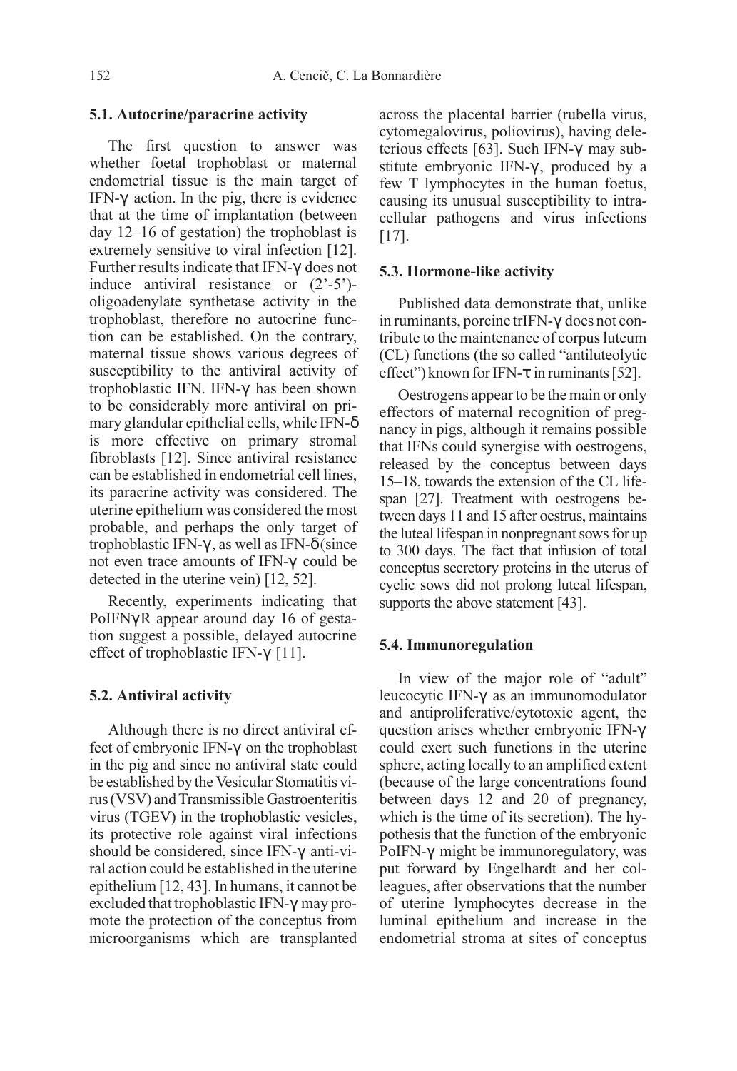### 5.1. Autocrine/paracrine activity

The first question to answer was whether foetal trophoblast or maternal endometrial tissue is the main target of IFN-γ action. In the pig, there is evidence that at the time of implantation (between day 12–16 of gestation) the trophoblast is extremely sensitive to viral infection [12]. Further results indicate that IFN-γ does not induce antiviral resistance or (2'-5')-oligoadenylate synthetase activity in the trophoblast, therefore no autocrine function can be established. On the contrary, maternal tissue shows various degrees of susceptibility to the antiviral activity of trophoblastic IFN. IFN-γ has been shown to be considerably more antiviral on primary glandular epithelial cells, while IFN-δ is more effective on primary stromal fibroblasts [12]. Since antiviral resistance can be established in endometrial cell lines, its paracrine activity was considered. The uterine epithelium was considered the most probable, and perhaps the only target of trophoblastic IFN-γ, as well as IFN-δ (since not even trace amounts of IFN-γ could be detected in the uterine vein) [12, 52].

Recently, experiments indicating that PoIFNγR appear around day 16 of gestation suggest a possible, delayed autocrine effect of trophoblastic IFN-γ [11].

### 5.2. Antiviral activity

Although there is no direct antiviral effect of embryonic IFN-γ on the trophoblast in the pig and since no antiviral state could be established by the Vesicular Stomatitis virus (VSV) and Transmissible Gastroenteritis virus (TGEV) in the trophoblastic vesicles, its protective role against viral infections should be considered, since IFN-γ anti-viral action could be established in the uterine epithelium [12, 43]. In humans, it cannot be excluded that trophoblastic IFN-γ may promote the protection of the conceptus from microorganisms which are transplanted across the placental barrier (rubella virus, cytomegalovirus, poliovirus), having deleterious effects [63]. Such IFN-γ may substitute embryonic IFN-γ, produced by a few T lymphocytes in the human foetus, causing its unusual susceptibility to intracellular pathogens and virus infections [17].

### 5.3. Hormone-like activity

Published data demonstrate that, unlike in ruminants, porcine trIFN-γ does not contribute to the maintenance of corpus luteum (CL) functions (the so called "antiluteolytic effect") known for IFN-τ in ruminants [52].

Oestrogens appear to be the main or only effectors of maternal recognition of pregnancy in pigs, although it remains possible that IFNs could synergise with oestrogens, released by the conceptus between days 15–18, towards the extension of the CL lifespan [27]. Treatment with oestrogens between days 11 and 15 after oestrus, maintains the luteal lifespan in nonpregnant sows for up to 300 days. The fact that infusion of total conceptus secretory proteins in the uterus of cyclic sows did not prolong luteal lifespan, supports the above statement [43].

### 5.4. Immunoregulation

In view of the major role of "adult" leucocytic IFN-γ as an immunomodulator and antiproliferative/cytotoxic agent, the question arises whether embryonic IFN-γ could exert such functions in the uterine sphere, acting locally to an amplified extent (because of the large concentrations found between days 12 and 20 of pregnancy, which is the time of its secretion). The hypothesis that the function of the embryonic PoIFN-γ might be immunoregulatory, was put forward by Engelhardt and her colleagues, after observations that the number of uterine lymphocytes decrease in the luminal epithelium and increase in the endometrial stroma at sites of conceptus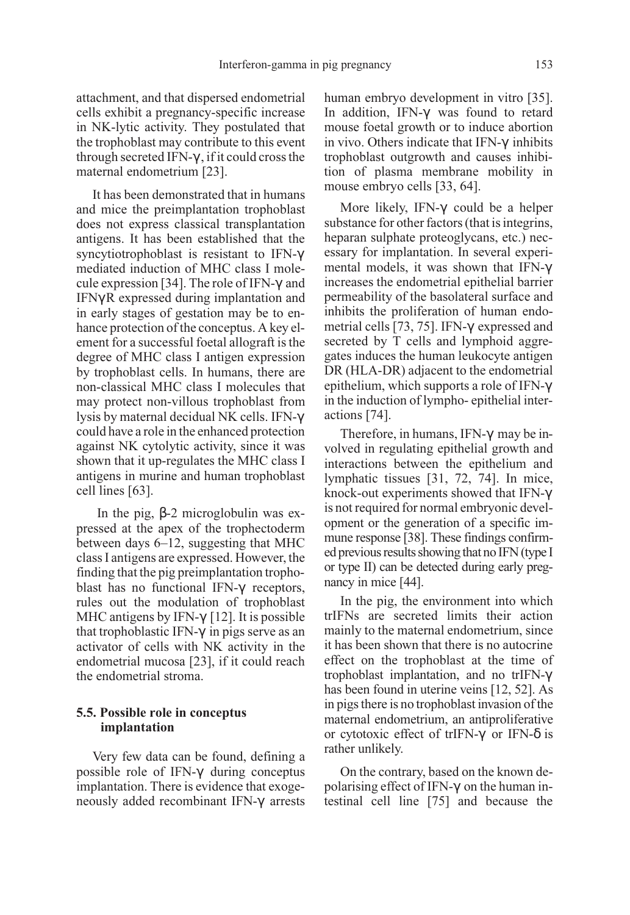attachment, and that dispersed endometrial cells exhibit a pregnancy-specific increase in NK-lytic activity. They postulated that the trophoblast may contribute to this event through secreted IFN-γ, if it could cross the maternal endometrium [23].

It has been demonstrated that in humans and mice the preimplantation trophoblast does not express classical transplantation antigens. It has been established that the syncytiotrophoblast is resistant to IFN-γ mediated induction of MHC class I molecule expression [34]. The role of IFN-γ and IFNγR expressed during implantation and in early stages of gestation may be to enhance protection of the conceptus. A key element for a successful foetal allograft is the degree of MHC class I antigen expression by trophoblast cells. In humans, there are non-classical MHC class I molecules that may protect non-villous trophoblast from lysis by maternal decidual NK cells. IFN-γ could have a role in the enhanced protection against NK cytolytic activity, since it was shown that it up-regulates the MHC class I antigens in murine and human trophoblast cell lines [63].

In the pig, β-2 microglobulin was expressed at the apex of the trophectoderm between days 6–12, suggesting that MHC class I antigens are expressed. However, the finding that the pig preimplantation trophoblast has no functional IFN-γ receptors, rules out the modulation of trophoblast MHC antigens by IFN-γ [12]. It is possible that trophoblastic IFN-γ in pigs serve as an activator of cells with NK activity in the endometrial mucosa [23], if it could reach the endometrial stroma.

### 5.5. Possible role in conceptus implantation

Very few data can be found, defining a possible role of IFN-γ during conceptus implantation. There is evidence that exogeneously added recombinant IFN-γ arrests human embryo development in vitro [35]. In addition, IFN-γ was found to retard mouse foetal growth or to induce abortion in vivo. Others indicate that IFN-γ inhibits trophoblast outgrowth and causes inhibition of plasma membrane mobility in mouse embryo cells [33, 64].

More likely, IFN-γ could be a helper substance for other factors (that is integrins, heparan sulphate proteoglycans, etc.) necessary for implantation. In several experimental models, it was shown that IFN-γ increases the endometrial epithelial barrier permeability of the basolateral surface and inhibits the proliferation of human endometrial cells [73, 75]. IFN-γ expressed and secreted by T cells and lymphoid aggregates induces the human leukocyte antigen DR (HLA-DR) adjacent to the endometrial epithelium, which supports a role of IFN-γ in the induction of lympho- epithelial interactions [74].

Therefore, in humans, IFN-γ may be involved in regulating epithelial growth and interactions between the epithelium and lymphatic tissues [31, 72, 74]. In mice, knock-out experiments showed that IFN-γ is not required for normal embryonic development or the generation of a specific immune response [38]. These findings confirmed previous results showing that no IFN (type I or type II) can be detected during early pregnancy in mice [44].

In the pig, the environment into which trIFNs are secreted limits their action mainly to the maternal endometrium, since it has been shown that there is no autocrine effect on the trophoblast at the time of trophoblast implantation, and no trIFN-γ has been found in uterine veins [12, 52]. As in pigs there is no trophoblast invasion of the maternal endometrium, an antiproliferative or cytotoxic effect of trIFN-γ or IFN-δ is rather unlikely.

On the contrary, based on the known depolarising effect of IFN-γ on the human intestinal cell line [75] and because the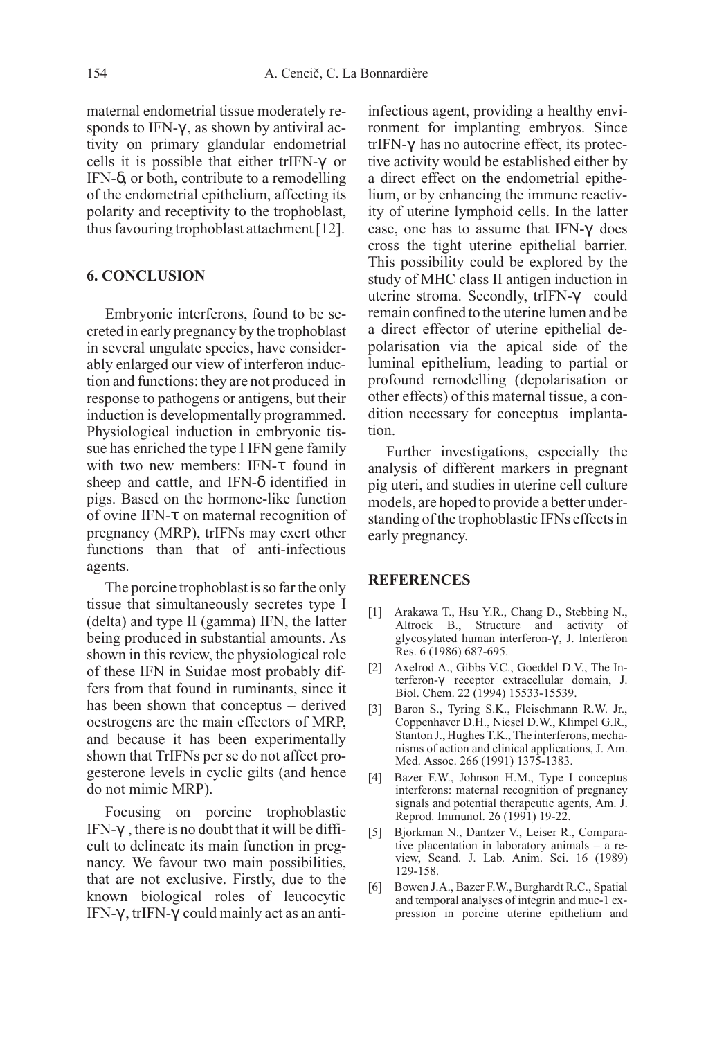maternal endometrial tissue moderately responds to IFN-γ, as shown by antiviral activity on primary glandular endometrial cells it is possible that either trIFN-γ or IFN-δ, or both, contribute to a remodelling of the endometrial epithelium, affecting its polarity and receptivity to the trophoblast, thus favouring trophoblast attachment [12].

## 6. CONCLUSION

Embryonic interferons, found to be secreted in early pregnancy by the trophoblast in several ungulate species, have considerably enlarged our view of interferon induction and functions: they are not produced in response to pathogens or antigens, but their induction is developmentally programmed. Physiological induction in embryonic tissue has enriched the type I IFN gene family with two new members: IFN-τ found in sheep and cattle, and IFN-δ identified in pigs. Based on the hormone-like function of ovine IFN-τ on maternal recognition of pregnancy (MRP), trIFNs may exert other functions than that of anti-infectious agents.

The porcine trophoblast is so far the only tissue that simultaneously secretes type I (delta) and type II (gamma) IFN, the latter being produced in substantial amounts. As shown in this review, the physiological role of these IFN in Suidae most probably differs from that found in ruminants, since it has been shown that conceptus – derived oestrogens are the main effectors of MRP, and because it has been experimentally shown that TrIFNs per se do not affect progesterone levels in cyclic gilts (and hence do not mimic MRP).

Focusing on porcine trophoblastic IFN-γ , there is no doubt that it will be difficult to delineate its main function in pregnancy. We favour two main possibilities, that are not exclusive. Firstly, due to the known biological roles of leucocytic IFN-γ, trIFN-γ could mainly act as an anti-infectious agent, providing a healthy environment for implanting embryos. Since trIFN-γ has no autocrine effect, its protective activity would be established either by a direct effect on the endometrial epithelium, or by enhancing the immune reactivity of uterine lymphoid cells. In the latter case, one has to assume that IFN-γ does cross the tight uterine epithelial barrier. This possibility could be explored by the study of MHC class II antigen induction in uterine stroma. Secondly, trIFN-γ could remain confined to the uterine lumen and be a direct effector of uterine epithelial depolarisation via the apical side of the luminal epithelium, leading to partial or profound remodelling (depolarisation or other effects) of this maternal tissue, a condition necessary for conceptus implantation.

Further investigations, especially the analysis of different markers in pregnant pig uteri, and studies in uterine cell culture models, are hoped to provide a better understanding of the trophoblastic IFNs effects in early pregnancy.

## REFERENCES

[1] Arakawa T., Hsu Y.R., Chang D., Stebbing N., Altrock B., Structure and activity of glycosylated human interferon-γ, J. Interferon Res. 6 (1986) 687-695.

[2] Axelrod A., Gibbs V.C., Goeddel D.V., The Interferon-γ receptor extracellular domain, J. Biol. Chem. 22 (1994) 15533-15539.

[3] Baron S., Tyring S.K., Fleischmann R.W. Jr., Coppenhaver D.H., Niesel D.W., Klimpel G.R., Stanton J., Hughes T.K., The interferons, mechanisms of action and clinical applications, J. Am. Med. Assoc. 266 (1991) 1375-1383.

[4] Bazer F.W., Johnson H.M., Type I conceptus interferons: maternal recognition of pregnancy signals and potential therapeutic agents, Am. J. Reprod. Immunol. 26 (1991) 19-22.

[5] Bjorkman N., Dantzer V., Leiser R., Comparative placentation in laboratory animals – a review, Scand. J. Lab. Anim. Sci. 16 (1989) 129-158.

[6] Bowen J.A., Bazer F.W., Burghardt R.C., Spatial and temporal analyses of integrin and muc-1 expression in porcine uterine epithelium and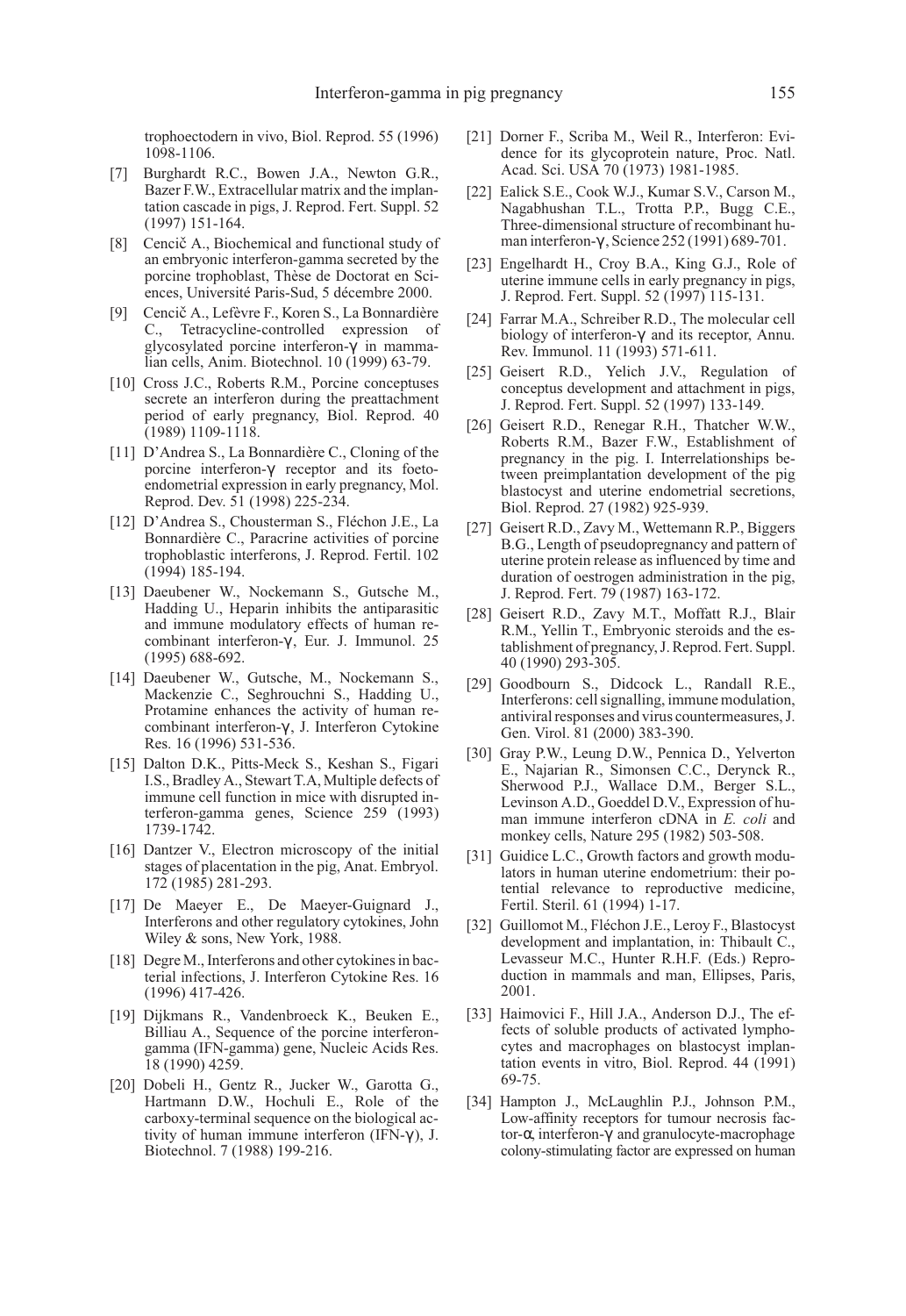trophoectodern in vivo, Biol. Reprod. 55 (1996) 1098-1106.

[7] Burghardt R.C., Bowen J.A., Newton G.R., Bazer F.W., Extracellular matrix and the implantation cascade in pigs, J. Reprod. Fert. Suppl. 52 (1997) 151-164.

[8] Cencič A., Biochemical and functional study of an embryonic interferon-gamma secreted by the porcine trophoblast, Thèse de Doctorat en Sciences, Université Paris-Sud, 5 décembre 2000.

[9] Cencič A., Lefèvre F., Koren S., La Bonnardière C., Tetracycline-controlled expression of glycosylated porcine interferon-γ in mammalian cells, Anim. Biotechnol. 10 (1999) 63-79.

[10] Cross J.C., Roberts R.M., Porcine conceptuses secrete an interferon during the preattachment period of early pregnancy, Biol. Reprod. 40 (1989) 1109-1118.

[11] D'Andrea S., La Bonnardière C., Cloning of the porcine interferon-γ receptor and its foeto-endometrial expression in early pregnancy, Mol. Reprod. Dev. 51 (1998) 225-234.

[12] D'Andrea S., Chousterman S., Fléchon J.E., La Bonnardière C., Paracrine activities of porcine trophoblastic interferons, J. Reprod. Fertil. 102 (1994) 185-194.

[13] Daeubener W., Nockemann S., Gutsche M., Hadding U., Heparin inhibits the antiparasitic and immune modulatory effects of human recombinant interferon-γ, Eur. J. Immunol. 25 (1995) 688-692.

[14] Daeubener W., Gutsche, M., Nockemann S., Mackenzie C., Seghrouchni S., Hadding U., Protamine enhances the activity of human recombinant interferon-γ, J. Interferon Cytokine Res. 16 (1996) 531-536.

[15] Dalton D.K., Pitts-Meck S., Keshan S., Figari I.S., Bradley A., Stewart T.A, Multiple defects of immune cell function in mice with disrupted interferon-gamma genes, Science 259 (1993) 1739-1742.

[16] Dantzer V., Electron microscopy of the initial stages of placentation in the pig, Anat. Embryol. 172 (1985) 281-293.

[17] De Maeyer E., De Maeyer-Guignard J., Interferons and other regulatory cytokines, John Wiley & sons, New York, 1988.

[18] Degre M., Interferons and other cytokines in bacterial infections, J. Interferon Cytokine Res. 16 (1996) 417-426.

[19] Dijkmans R., Vandenbroeck K., Beuken E., Billiau A., Sequence of the porcine interferon-gamma (IFN-gamma) gene, Nucleic Acids Res. 18 (1990) 4259.

[20] Dobeli H., Gentz R., Jucker W., Garotta G., Hartmann D.W., Hochuli E., Role of the carboxy-terminal sequence on the biological activity of human immune interferon (IFN-γ), J. Biotechnol. 7 (1988) 199-216.

[21] Dorner F., Scriba M., Weil R., Interferon: Evidence for its glycoprotein nature, Proc. Natl. Acad. Sci. USA 70 (1973) 1981-1985.

[22] Ealick S.E., Cook W.J., Kumar S.V., Carson M., Nagabhushan T.L., Trotta P.P., Bugg C.E., Three-dimensional structure of recombinant human interferon-γ, Science 252 (1991) 689-701.

[23] Engelhardt H., Croy B.A., King G.J., Role of uterine immune cells in early pregnancy in pigs, J. Reprod. Fert. Suppl. 52 (1997) 115-131.

[24] Farrar M.A., Schreiber R.D., The molecular cell biology of interferon-γ and its receptor, Annu. Rev. Immunol. 11 (1993) 571-611.

[25] Geisert R.D., Yelich J.V., Regulation of conceptus development and attachment in pigs, J. Reprod. Fert. Suppl. 52 (1997) 133-149.

[26] Geisert R.D., Renegar R.H., Thatcher W.W., Roberts R.M., Bazer F.W., Establishment of pregnancy in the pig. I. Interrelationships between preimplantation development of the pig blastocyst and uterine endometrial secretions, Biol. Reprod. 27 (1982) 925-939.

[27] Geisert R.D., Zavy M., Wettemann R.P., Biggers B.G., Length of pseudopregnancy and pattern of uterine protein release as influenced by time and duration of oestrogen administration in the pig, J. Reprod. Fert. 79 (1987) 163-172.

[28] Geisert R.D., Zavy M.T., Moffatt R.J., Blair R.M., Yellin T., Embryonic steroids and the establishment of pregnancy, J. Reprod. Fert. Suppl. 40 (1990) 293-305.

[29] Goodbourn S., Didcock L., Randall R.E., Interferons: cell signalling, immune modulation, antiviral responses and virus countermeasures, J. Gen. Virol. 81 (2000) 383-390.

[30] Gray P.W., Leung D.W., Pennica D., Yelverton E., Najarian R., Simonsen C.C., Derynck R., Sherwood P.J., Wallace D.M., Berger S.L., Levinson A.D., Goeddel D.V., Expression of human immune interferon cDNA in *E. coli* and monkey cells, Nature 295 (1982) 503-508.

[31] Guidice L.C., Growth factors and growth modulators in human uterine endometrium: their potential relevance to reproductive medicine, Fertil. Steril. 61 (1994) 1-17.

[32] Guillomot M., Fléchon J.E., Leroy F., Blastocyst development and implantation, in: Thibault C., Levasseur M.C., Hunter R.H.F. (Eds.) Reproduction in mammals and man, Ellipses, Paris, 2001.

[33] Haimovici F., Hill J.A., Anderson D.J., The effects of soluble products of activated lymphocytes and macrophages on blastocyst implantation events in vitro, Biol. Reprod. 44 (1991) 69-75.

[34] Hampton J., McLaughlin P.J., Johnson P.M., Low-affinity receptors for tumour necrosis factor-α, interferon-γ and granulocyte-macrophage colony-stimulating factor are expressed on human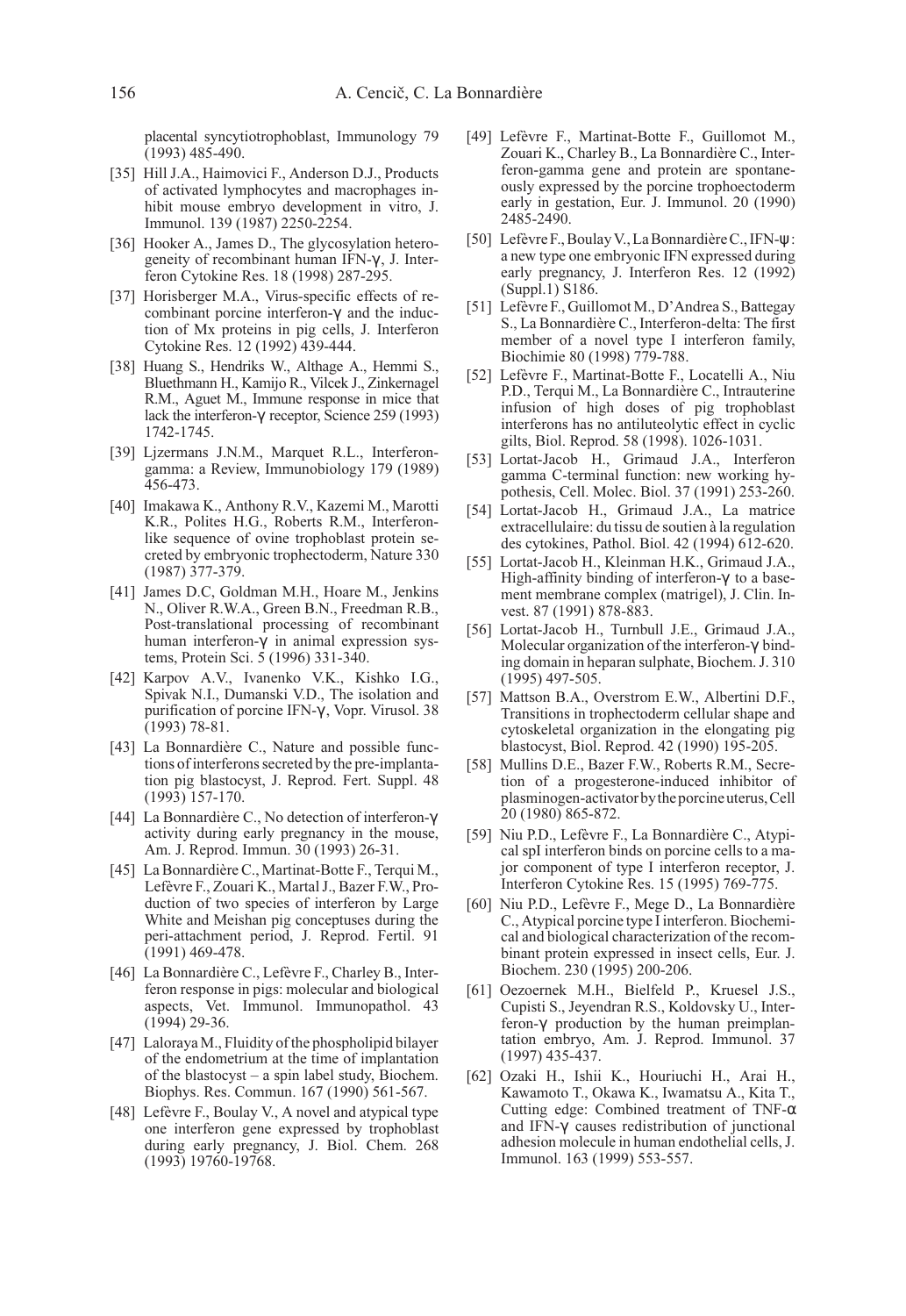placental syncytiotrophoblast, Immunology 79 (1993) 485-490.

[35] Hill J.A., Haimovici F., Anderson D.J., Products of activated lymphocytes and macrophages inhibit mouse embryo development in vitro, J. Immunol. 139 (1987) 2250-2254.

[36] Hooker A., James D., The glycosylation heterogeneity of recombinant human IFN-γ, J. Interferon Cytokine Res. 18 (1998) 287-295.

[37] Horisberger M.A., Virus-specific effects of recombinant porcine interferon-γ and the induction of Mx proteins in pig cells, J. Interferon Cytokine Res. 12 (1992) 439-444.

[38] Huang S., Hendriks W., Althage A., Hemmi S., Bluethmann H., Kamijo R., Vilcek J., Zinkernagel R.M., Aguet M., Immune response in mice that lack the interferon-γ receptor, Science 259 (1993) 1742-1745.

[39] Ljzermans J.N.M., Marquet R.L., Interferon-gamma: a Review, Immunobiology 179 (1989) 456-473.

[40] Imakawa K., Anthony R.V., Kazemi M., Marotti K.R., Polites H.G., Roberts R.M., Interferon-like sequence of ovine trophoblast protein secreted by embryonic trophectoderm, Nature 330 (1987) 377-379.

[41] James D.C, Goldman M.H., Hoare M., Jenkins N., Oliver R.W.A., Green B.N., Freedman R.B., Post-translational processing of recombinant human interferon-γ in animal expression systems, Protein Sci. 5 (1996) 331-340.

[42] Karpov A.V., Ivanenko V.K., Kishko I.G., Spivak N.I., Dumanski V.D., The isolation and purification of porcine IFN-γ, Vopr. Virusol. 38 (1993) 78-81.

[43] La Bonnardière C., Nature and possible functions of interferons secreted by the pre-implantation pig blastocyst, J. Reprod. Fert. Suppl. 48 (1993) 157-170.

[44] La Bonnardière C., No detection of interferon-γ activity during early pregnancy in the mouse, Am. J. Reprod. Immun. 30 (1993) 26-31.

[45] La Bonnardière C., Martinat-Botte F., Terqui M., Lefèvre F., Zouari K., Martal J., Bazer F.W., Production of two species of interferon by Large White and Meishan pig conceptuses during the peri-attachment period, J. Reprod. Fertil. 91 (1991) 469-478.

[46] La Bonnardière C., Lefèvre F., Charley B., Interferon response in pigs: molecular and biological aspects, Vet. Immunol. Immunopathol. 43 (1994) 29-36.

[47] Laloraya M., Fluidity of the phospholipid bilayer of the endometrium at the time of implantation of the blastocyst – a spin label study, Biochem. Biophys. Res. Commun. 167 (1990) 561-567.

[48] Lefèvre F., Boulay V., A novel and atypical type one interferon gene expressed by trophoblast during early pregnancy, J. Biol. Chem. 268 (1993) 19760-19768.

[49] Lefèvre F., Martinat-Botte F., Guillomot M., Zouari K., Charley B., La Bonnardière C., Interferon-gamma gene and protein are spontaneously expressed by the porcine trophoectoderm early in gestation, Eur. J. Immunol. 20 (1990) 2485-2490.

[50] Lefèvre F., Boulay V., La Bonnardière C., IFN-ψ: a new type one embryonic IFN expressed during early pregnancy, J. Interferon Res. 12 (1992) (Suppl.1) S186.

[51] Lefèvre F., Guillomot M., D'Andrea S., Battegay S., La Bonnardière C., Interferon-delta: The first member of a novel type I interferon family, Biochimie 80 (1998) 779-788.

[52] Lefèvre F., Martinat-Botte F., Locatelli A., Niu P.D., Terqui M., La Bonnardière C., Intrauterine infusion of high doses of pig trophoblast interferons has no antiluteolytic effect in cyclic gilts, Biol. Reprod. 58 (1998). 1026-1031.

[53] Lortat-Jacob H., Grimaud J.A., Interferon gamma C-terminal function: new working hypothesis, Cell. Molec. Biol. 37 (1991) 253-260.

[54] Lortat-Jacob H., Grimaud J.A., La matrice extracellulaire: du tissu de soutien à la regulation des cytokines, Pathol. Biol. 42 (1994) 612-620.

[55] Lortat-Jacob H., Kleinman H.K., Grimaud J.A., High-affinity binding of interferon-γ to a basement membrane complex (matrigel), J. Clin. Invest. 87 (1991) 878-883.

[56] Lortat-Jacob H., Turnbull J.E., Grimaud J.A., Molecular organization of the interferon-γ binding domain in heparan sulphate, Biochem. J. 310 (1995) 497-505.

[57] Mattson B.A., Overstrom E.W., Albertini D.F., Transitions in trophectoderm cellular shape and cytoskeletal organization in the elongating pig blastocyst, Biol. Reprod. 42 (1990) 195-205.

[58] Mullins D.E., Bazer F.W., Roberts R.M., Secretion of a progesterone-induced inhibitor of plasminogen-activator by the porcine uterus, Cell 20 (1980) 865-872.

[59] Niu P.D., Lefèvre F., La Bonnardière C., Atypical spI interferon binds on porcine cells to a major component of type I interferon receptor, J. Interferon Cytokine Res. 15 (1995) 769-775.

[60] Niu P.D., Lefèvre F., Mege D., La Bonnardière C., Atypical porcine type I interferon. Biochemical and biological characterization of the recombinant protein expressed in insect cells, Eur. J. Biochem. 230 (1995) 200-206.

[61] Oezoernek M.H., Bielfeld P., Kruesel J.S., Cupisti S., Jeyendran R.S., Koldovsky U., Interferon-γ production by the human preimplantation embryo, Am. J. Reprod. Immunol. 37 (1997) 435-437.

[62] Ozaki H., Ishii K., Houriuchi H., Arai H., Kawamoto T., Okawa K., Iwamatsu A., Kita T., Cutting edge: Combined treatment of TNF-α and IFN-γ causes redistribution of junctional adhesion molecule in human endothelial cells, J. Immunol. 163 (1999) 553-557.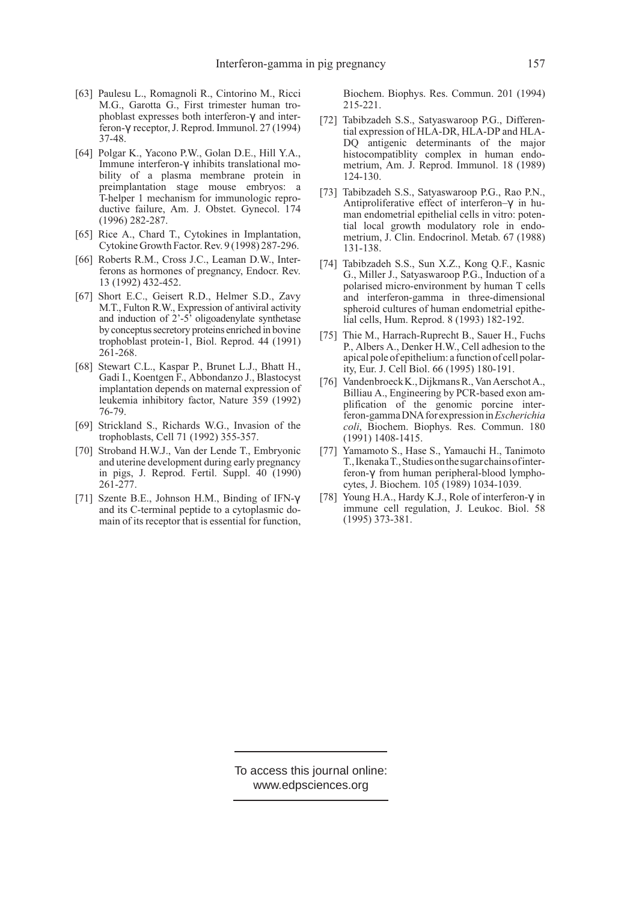[63] Paulesu L., Romagnoli R., Cintorino M., Ricci M.G., Garotta G., First trimester human trophoblast expresses both interferon-γ and interferon-γ receptor, J. Reprod. Immunol. 27 (1994) 37-48.

[64] Polgar K., Yacono P.W., Golan D.E., Hill Y.A., Immune interferon-γ inhibits translational mobility of a plasma membrane protein in preimplantation stage mouse embryos: a T-helper 1 mechanism for immunologic reproductive failure, Am. J. Obstet. Gynecol. 174 (1996) 282-287.

[65] Rice A., Chard T., Cytokines in Implantation, Cytokine Growth Factor. Rev. 9 (1998) 287-296.

[66] Roberts R.M., Cross J.C., Leaman D.W., Interferons as hormones of pregnancy, Endocr. Rev. 13 (1992) 432-452.

[67] Short E.C., Geisert R.D., Helmer S.D., Zavy M.T., Fulton R.W., Expression of antiviral activity and induction of 2'-5' oligoadenylate synthetase by conceptus secretory proteins enriched in bovine trophoblast protein-1, Biol. Reprod. 44 (1991) 261-268.

[68] Stewart C.L., Kaspar P., Brunet L.J., Bhatt H., Gadi I., Koentgen F., Abbondanzo J., Blastocyst implantation depends on maternal expression of leukemia inhibitory factor, Nature 359 (1992) 76-79.

[69] Strickland S., Richards W.G., Invasion of the trophoblasts, Cell 71 (1992) 355-357.

[70] Stroband H.W.J., Van der Lende T., Embryonic and uterine development during early pregnancy in pigs, J. Reprod. Fertil. Suppl. 40 (1990) 261-277.

[71] Szente B.E., Johnson H.M., Binding of IFN-γ and its C-terminal peptide to a cytoplasmic domain of its receptor that is essential for function, Biochem. Biophys. Res. Commun. 201 (1994) 215-221.

[72] Tabibzadeh S.S., Satyaswaroop P.G., Differential expression of HLA-DR, HLA-DP and HLA-DQ antigenic determinants of the major histocompatiblity complex in human endometrium, Am. J. Reprod. Immunol. 18 (1989) 124-130.

[73] Tabibzadeh S.S., Satyaswaroop P.G., Rao P.N., Antiproliferative effect of interferon–γ in human endometrial epithelial cells in vitro: potential local growth modulatory role in endometrium, J. Clin. Endocrinol. Metab. 67 (1988) 131-138.

[74] Tabibzadeh S.S., Sun X.Z., Kong Q.F., Kasnic G., Miller J., Satyaswaroop P.G., Induction of a polarised micro-environment by human T cells and interferon-gamma in three-dimensional spheroid cultures of human endometrial epithelial cells, Hum. Reprod. 8 (1993) 182-192.

[75] Thie M., Harrach-Ruprecht B., Sauer H., Fuchs P., Albers A., Denker H.W., Cell adhesion to the apical pole of epithelium: a function of cell polarity, Eur. J. Cell Biol. 66 (1995) 180-191.

[76] Vandenbroeck K., Dijkmans R., Van Aerschot A., Billiau A., Engineering by PCR-based exon amplification of the genomic porcine interferon-gamma DNA for expression in *Escherichia coli*, Biochem. Biophys. Res. Commun. 180 (1991) 1408-1415.

[77] Yamamoto S., Hase S., Yamauchi H., Tanimoto T., Ikenaka T., Studies on the sugar chains of interferon-γ from human peripheral-blood lymphocytes, J. Biochem. 105 (1989) 1034-1039.

[78] Young H.A., Hardy K.J., Role of interferon-γ in immune cell regulation, J. Leukoc. Biol. 58 (1995) 373-381.

To access this journal online:
www.edpsciences.org